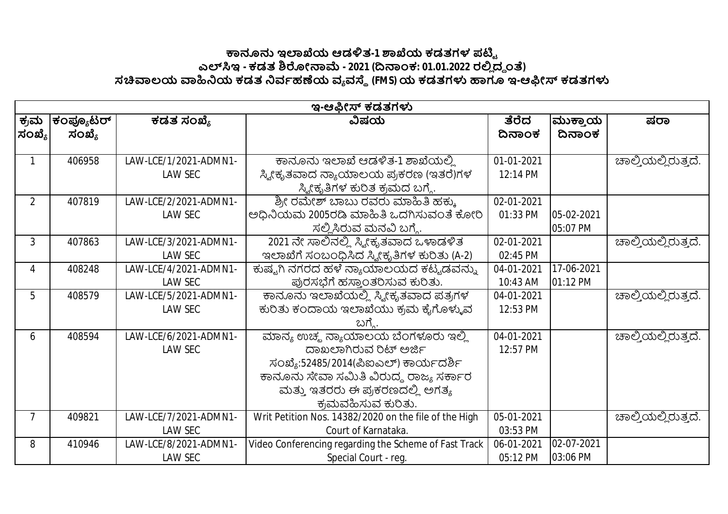# ಕಾನೂನು ಇಲಾಖೆಯ ಆಡಳಿತ-1 ಶಾಖೆಯ ಕಡತಗಳ ಪಟ್ಟಿ
## ಎಲ್‌ಸಿಇ - ಕಡತ ಶಿರೋನಾಮೆ - 2021 (ದಿನಾಂಕ: 01.01.2022 ರಲ್ಲಿದ್ದಂತೆ)
## ಸಚಿವಾಲಯ ವಾಹಿನಿಯ ಕಡತ ನಿರ್ವಹಣೆಯ ವ್ಯವಸ್ಥೆ (FMS) ಯ ಕಡತಗಳು ಹಾಗೂ ಇ-ಆಫೀಸ್ ಕಡತಗಳು

| ಇ-ಆಫೀಸ್ ಕಡತಗಳು | | | | | | |
|---|---|---|---|---|---|---|
| ಕ್ರಮ ಸಂಖ್ಯೆ | ಕಂಪ್ಯೂಟರ್ ಸಂಖ್ಯೆ | ಕಡತ ಸಂಖ್ಯೆ | ವಿಷಯ | ತೆರೆದ ದಿನಾಂಕ | ಮುಕ್ತಾಯ ದಿನಾಂಕ | ಷರಾ |
| 1 | 406958 | LAW-LCE/1/2021-ADMN1-LAW SEC | ಕಾನೂನು ಇಲಾಖೆ ಆಡಳಿತ-1 ಶಾಖೆಯಲ್ಲಿ ಸ್ವೀಕೃತವಾದ ನ್ಯಾಯಾಲಯ ಪ್ರಕರಣ (ಇತರೆ)ಗಳ ಸ್ವೀಕೃತಿಗಳ ಕುರಿತ ಕ್ರಮದ ಬಗ್ಗೆ. | 01-01-2021 12:14 PM | | ಚಾಲ್ತಿಯಲ್ಲಿರುತ್ತದೆ. |
| 2 | 407819 | LAW-LCE/2/2021-ADMN1-LAW SEC | ಶ್ರೀ ರಮೇಶ್ ಬಾಬು ರವರು ಮಾಹಿತಿ ಹಕ್ಕು ಅಧಿನಿಯಮ 2005ರಡಿ ಮಾಹಿತಿ ಒದಗಿಸುವಂತೆ ಕೋರಿ ಸಲ್ಲಿಸಿರುವ ಮನವಿ ಬಗ್ಗೆ. | 02-01-2021 01:33 PM | 05-02-2021 05:07 PM | |
| 3 | 407863 | LAW-LCE/3/2021-ADMN1-LAW SEC | 2021 ನೇ ಸಾಲಿನಲ್ಲಿ ಸ್ವೀಕೃತವಾದ ಒಳಾಡಳಿತ ಇಲಾಖೆಗೆ ಸಂಬಂಧಿಸಿದ ಸ್ವೀಕೃತಿಗಳ ಕುರಿತು (A-2) | 02-01-2021 02:45 PM | | ಚಾಲ್ತಿಯಲ್ಲಿರುತ್ತದೆ. |
| 4 | 408248 | LAW-LCE/4/2021-ADMN1-LAW SEC | ಕುಷ್ಟಗಿ ನಗರದ ಹಳೆ ನ್ಯಾಯಾಲಯದ ಕಟ್ಟಡವನ್ನು ಪುರಸಭೆಗೆ ಹಸ್ತಾಂತರಿಸುವ ಕುರಿತು. | 04-01-2021 10:43 AM | 17-06-2021 01:12 PM | |
| 5 | 408579 | LAW-LCE/5/2021-ADMN1-LAW SEC | ಕಾನೂನು ಇಲಾಖೆಯಲ್ಲಿ ಸ್ವೀಕೃತವಾದ ಪತ್ರಗಳ ಕುರಿತು ಕಂದಾಯ ಇಲಾಖೆಯು ಕ್ರಮ ಕೈಗೊಳ್ಳುವ ಬಗ್ಗೆ. | 04-01-2021 12:53 PM | | ಚಾಲ್ತಿಯಲ್ಲಿರುತ್ತದೆ. |
| 6 | 408594 | LAW-LCE/6/2021-ADMN1-LAW SEC | ಮಾನ್ಯ ಉಚ್ಚ ನ್ಯಾಯಾಲಯ ಬೆಂಗಳೂರು ಇಲ್ಲಿ ದಾಖಲಾಗಿರುವ ರಿಟ್ ಅರ್ಜಿ ಸಂಖ್ಯೆ:52485/2014(ಪಿಐಎಲ್) ಕಾರ್ಯದರ್ಶಿ ಕಾನೂನು ಸೇವಾ ಸಮಿತಿ ವಿರುದ್ಧ ರಾಜ್ಯ ಸರ್ಕಾರ ಮತ್ತು ಇತರರು ಈ ಪ್ರಕರಣದಲ್ಲಿ ಅಗತ್ಯ ಕ್ರಮವಹಿಸುವ ಕುರಿತು. | 04-01-2021 12:57 PM | | ಚಾಲ್ತಿಯಲ್ಲಿರುತ್ತದೆ. |
| 7 | 409821 | LAW-LCE/7/2021-ADMN1-LAW SEC | Writ Petition Nos. 14382/2020 on the file of the High Court of Karnataka. | 05-01-2021 03:53 PM | | ಚಾಲ್ತಿಯಲ್ಲಿರುತ್ತದೆ. |
| 8 | 410946 | LAW-LCE/8/2021-ADMN1-LAW SEC | Video Conferencing regarding the Scheme of Fast Track Special Court - reg. | 06-01-2021 05:12 PM | 02-07-2021 03:06 PM | |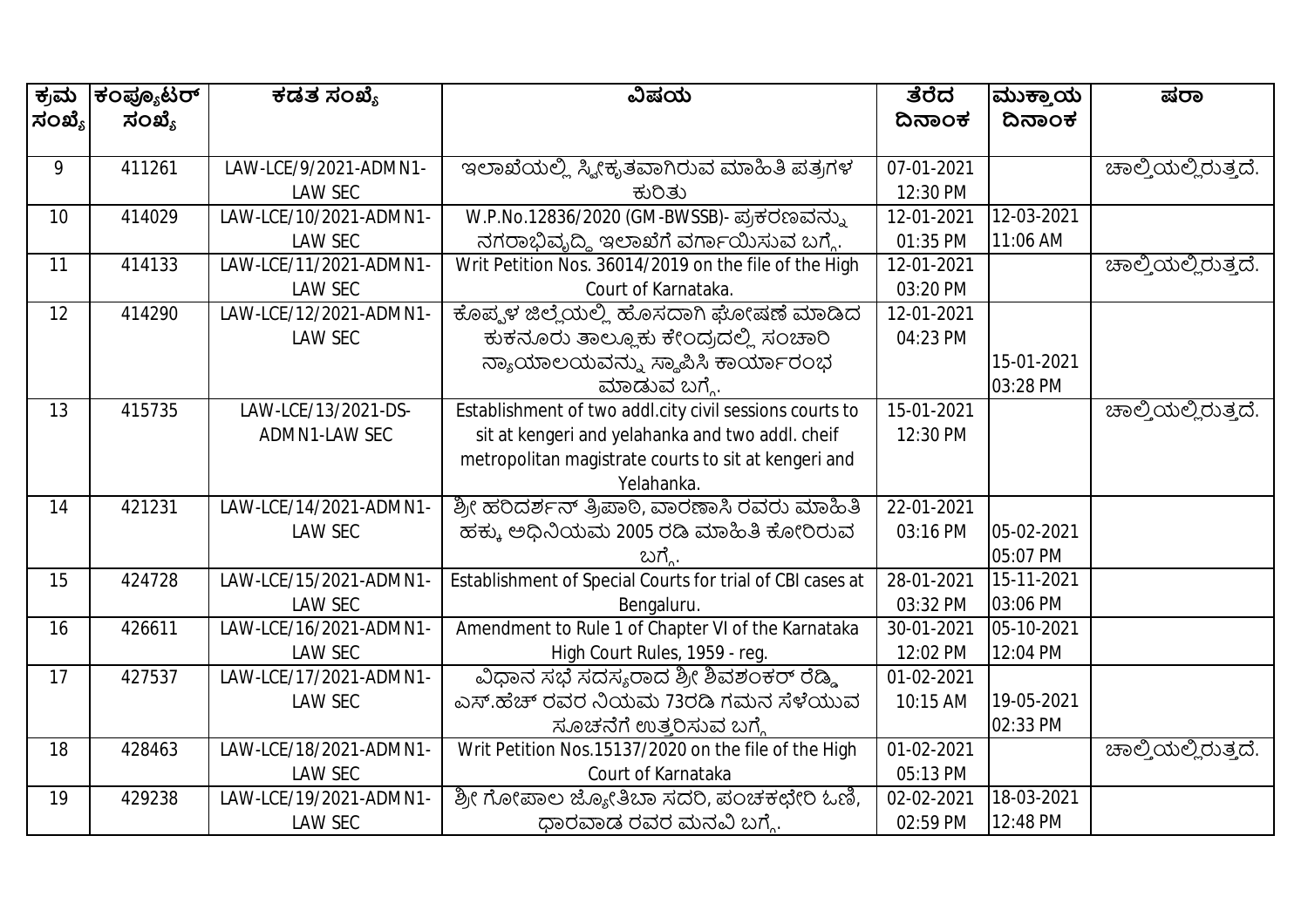| ಕ್ರಮ ಸಂಖ್ಯೆ | ಕಂಪ್ಯೂಟರ್ ಸಂಖ್ಯೆ | ಕಡತ ಸಂಖ್ಯೆ | ವಿಷಯ | ತೆರೆದ ದಿನಾಂಕ | ಮುಕ್ತಾಯ ದಿನಾಂಕ | ಷರಾ |
|---|---|---|---|---|---|---|
| 9 | 411261 | LAW-LCE/9/2021-ADMN1-LAW SEC | ಇಲಾಖೆಯಲ್ಲಿ ಸ್ವೀಕೃತವಾಗಿರುವ ಮಾಹಿತಿ ಪತ್ರಗಳ ಕುರಿತು | 07-01-2021 12:30 PM | | ಚಾಲ್ತಿಯಲ್ಲಿರುತ್ತದೆ. |
| 10 | 414029 | LAW-LCE/10/2021-ADMN1-LAW SEC | W.P.No.12836/2020 (GM-BWSSB)- ಪ್ರಕರಣವನ್ನು ನಗರಾಭಿವೃದ್ಧಿ ಇಲಾಖೆಗೆ ವರ್ಗಾಯಿಸುವ ಬಗ್ಗೆ. | 12-01-2021 01:35 PM | 12-03-2021 11:06 AM | |
| 11 | 414133 | LAW-LCE/11/2021-ADMN1-LAW SEC | Writ Petition Nos. 36014/2019 on the file of the High Court of Karnataka. | 12-01-2021 03:20 PM | | ಚಾಲ್ತಿಯಲ್ಲಿರುತ್ತದೆ. |
| 12 | 414290 | LAW-LCE/12/2021-ADMN1-LAW SEC | ಕೊಪ್ಪಳ ಜಿಲ್ಲೆಯಲ್ಲಿ ಹೊಸದಾಗಿ ಘೋಷಣೆ ಮಾಡಿದ ಕುಕನೂರು ತಾಲ್ಲೂಕು ಕೇಂದ್ರದಲ್ಲಿ ಸಂಚಾರಿ ನ್ಯಾಯಾಲಯವನ್ನು ಸ್ಥಾಪಿಸಿ ಕಾರ್ಯಾರಂಭ ಮಾಡುವ ಬಗ್ಗೆ. | 12-01-2021 04:23 PM | 15-01-2021 03:28 PM | |
| 13 | 415735 | LAW-LCE/13/2021-DS-ADMN1-LAW SEC | Establishment of two addl.city civil sessions courts to sit at kengeri and yelahanka and two addl. cheif metropolitan magistrate courts to sit at kengeri and Yelahanka. | 15-01-2021 12:30 PM | | ಚಾಲ್ತಿಯಲ್ಲಿರುತ್ತದೆ. |
| 14 | 421231 | LAW-LCE/14/2021-ADMN1-LAW SEC | ಶ್ರೀ ಹರಿದರ್ಶನ್ ತ್ರಿಪಾಠಿ, ವಾರಣಾಸಿ ರವರು ಮಾಹಿತಿ ಹಕ್ಕು ಅಧಿನಿಯಮ 2005 ರಡಿ ಮಾಹಿತಿ ಕೋರಿರುವ ಬಗ್ಗೆ. | 22-01-2021 03:16 PM | 05-02-2021 05:07 PM | |
| 15 | 424728 | LAW-LCE/15/2021-ADMN1-LAW SEC | Establishment of Special Courts for trial of CBI cases at Bengaluru. | 28-01-2021 03:32 PM | 15-11-2021 03:06 PM | |
| 16 | 426611 | LAW-LCE/16/2021-ADMN1-LAW SEC | Amendment to Rule 1 of Chapter VI of the Karnataka High Court Rules, 1959 - reg. | 30-01-2021 12:02 PM | 05-10-2021 12:04 PM | |
| 17 | 427537 | LAW-LCE/17/2021-ADMN1-LAW SEC | ವಿಧಾನ ಸಭೆ ಸದಸ್ಯರಾದ ಶ್ರೀ ಶಿವಶಂಕರ್ ರೆಡ್ಡಿ ಎಸ್.ಹೆಚ್ ರವರ ನಿಯಮ 73ರಡಿ ಗಮನ ಸೆಳೆಯುವ ಸೂಚನೆಗೆ ಉತ್ತರಿಸುವ ಬಗ್ಗೆ | 01-02-2021 10:15 AM | 19-05-2021 02:33 PM | |
| 18 | 428463 | LAW-LCE/18/2021-ADMN1-LAW SEC | Writ Petition Nos.15137/2020 on the file of the High Court of Karnataka | 01-02-2021 05:13 PM | | ಚಾಲ್ತಿಯಲ್ಲಿರುತ್ತದೆ. |
| 19 | 429238 | LAW-LCE/19/2021-ADMN1-LAW SEC | ಶ್ರೀ ಗೋಪಾಲ ಜ್ಯೋತಿಬಾ ಸದರಿ, ಪಂಚಕಭೇರಿ ಓಣಿ, ಧಾರವಾಡ ರವರ ಮನವಿ ಬಗ್ಗೆ. | 02-02-2021 02:59 PM | 18-03-2021 12:48 PM | |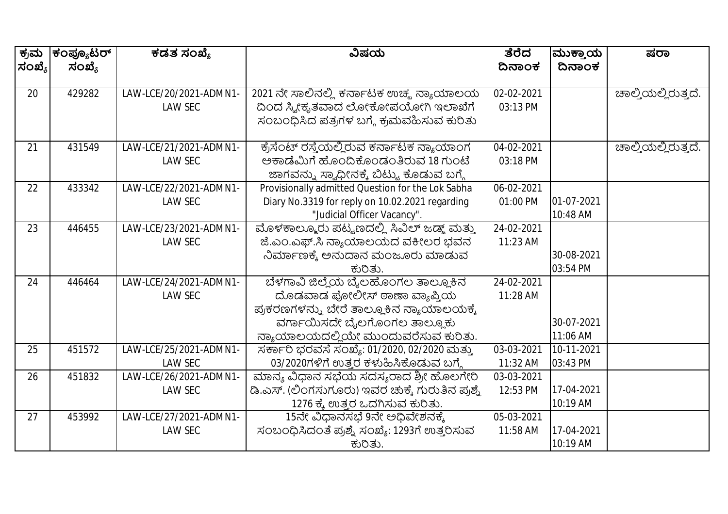| ಕ್ರಮ ಸಂಖ್ಯೆ | ಕಂಪ್ಯೂಟರ್ ಸಂಖ್ಯೆ | ಕಡತ ಸಂಖ್ಯೆ | ವಿಷಯ | ತೆರೆದ ದಿನಾಂಕ | ಮುಕ್ತಾಯ ದಿನಾಂಕ | ಷರಾ |
|---|---|---|---|---|---|---|
| 20 | 429282 | LAW-LCE/20/2021-ADMN1-LAW SEC | 2021 ನೇ ಸಾಲಿನಲ್ಲಿ ಕರ್ನಾಟಕ ಉಚ್ಚ ನ್ಯಾಯಾಲಯ ದಿಂದ ಸ್ವೀಕೃತವಾದ ಲೋಕೋಪಯೋಗಿ ಇಲಾಖೆಗೆ ಸಂಬಂಧಿಸಿದ ಪತ್ರಗಳ ಬಗ್ಗೆ ಕ್ರಮವಹಿಸುವ ಕುರಿತು | 02-02-2021 03:13 PM | | ಚಾಲ್ತಿಯಲ್ಲಿರುತ್ತದೆ. |
| 21 | 431549 | LAW-LCE/21/2021-ADMN1-LAW SEC | ಕ್ರೆಸೆಂಟ್ ರಸ್ತೆಯಲ್ಲಿರುವ ಕರ್ನಾಟಕ ನ್ಯಾಯಾಂಗ ಅಕಾಡೆಮಿಗೆ ಹೊಂದಿಕೊಂಡಂತಿರುವ 18 ಗುಂಟೆ ಜಾಗವನ್ನು ಸ್ವಾಧೀನಕ್ಕೆ ಬಿಟ್ಟು ಕೊಡುವ ಬಗ್ಗೆ | 04-02-2021 03:18 PM | | ಚಾಲ್ತಿಯಲ್ಲಿರುತ್ತದೆ. |
| 22 | 433342 | LAW-LCE/22/2021-ADMN1-LAW SEC | Provisionally admitted Question for the Lok Sabha Diary No.3319 for reply on 10.02.2021 regarding "Judicial Officer Vacancy". | 06-02-2021 01:00 PM | 01-07-2021 10:48 AM | |
| 23 | 446455 | LAW-LCE/23/2021-ADMN1-LAW SEC | ಮೊಳಕಾಲ್ಮೂರು ಪಟ್ಟಣದಲ್ಲಿ ಸಿವಿಲ್ ಜಡ್ಜ್ ಮತ್ತು ಜೆ.ಎಂ.ಎಫ್.ಸಿ ನ್ಯಾಯಾಲಯದ ವಕೀಲರ ಭವನ ನಿರ್ಮಾಣಕ್ಕೆ ಅನುದಾನ ಮಂಜೂರು ಮಾಡುವ ಕುರಿತು. | 24-02-2021 11:23 AM | 30-08-2021 03:54 PM | |
| 24 | 446464 | LAW-LCE/24/2021-ADMN1-LAW SEC | ಬೆಳಗಾವಿ ಜಿಲ್ಲೆಯ ಬೈಲಹೊಂಗಲ ತಾಲ್ಲೂಕಿನ ದೊಡವಾಡ ಪೋಲೀಸ್ ಠಾಣಾ ವ್ಯಾಪ್ತಿಯ ಪ್ರಕರಣಗಳನ್ನು ಬೇರೆ ತಾಲ್ಲೂಕಿನ ನ್ಯಾಯಾಲಯಕ್ಕೆ ವರ್ಗಾಯಿಸದೇ ಬೈಲಗೊಂಗಲ ತಾಲ್ಲೂಕು ನ್ಯಾಯಾಲಯದಲ್ಲಿಯೇ ಮುಂದುವರೆಸುವ ಕುರಿತು. | 24-02-2021 11:28 AM | 30-07-2021 11:06 AM | |
| 25 | 451572 | LAW-LCE/25/2021-ADMN1-LAW SEC | ಸರ್ಕಾರಿ ಭರವಸೆ ಸಂಖ್ಯೆ: 01/2020, 02/2020 ಮತ್ತು 03/2020ಗಳಿಗೆ ಉತ್ತರ ಕಳುಹಿಸಿಕೊಡುವ ಬಗ್ಗೆ | 03-03-2021 11:32 AM | 10-11-2021 03:43 PM | |
| 26 | 451832 | LAW-LCE/26/2021-ADMN1-LAW SEC | ಮಾನ್ಯ ವಿಧಾನ ಸಭೆಯ ಸದಸ್ಯರಾದ ಶ್ರೀ ಹೊಲಗೇರಿ ಡಿ.ಎಸ್. (ಲಿಂಗಸುಗೂರು) ಇವರ ಚುಕ್ಕೆ ಗುರುತಿನ ಪ್ರಶ್ನೆ 1276 ಕ್ಕೆ ಉತ್ತರ ಒದಗಿಸುವ ಕುರಿತು. | 03-03-2021 12:53 PM | 17-04-2021 10:19 AM | |
| 27 | 453992 | LAW-LCE/27/2021-ADMN1-LAW SEC | 15ನೇ ವಿಧಾನಸಭೆ 9ನೇ ಅಧಿವೇಶನಕ್ಕೆ ಸಂಬಂಧಿಸಿದಂತೆ ಪ್ರಶ್ನೆ ಸಂಖ್ಯೆ: 1293ಗೆ ಉತ್ತರಿಸುವ ಕುರಿತು. | 05-03-2021 11:58 AM | 17-04-2021 10:19 AM | |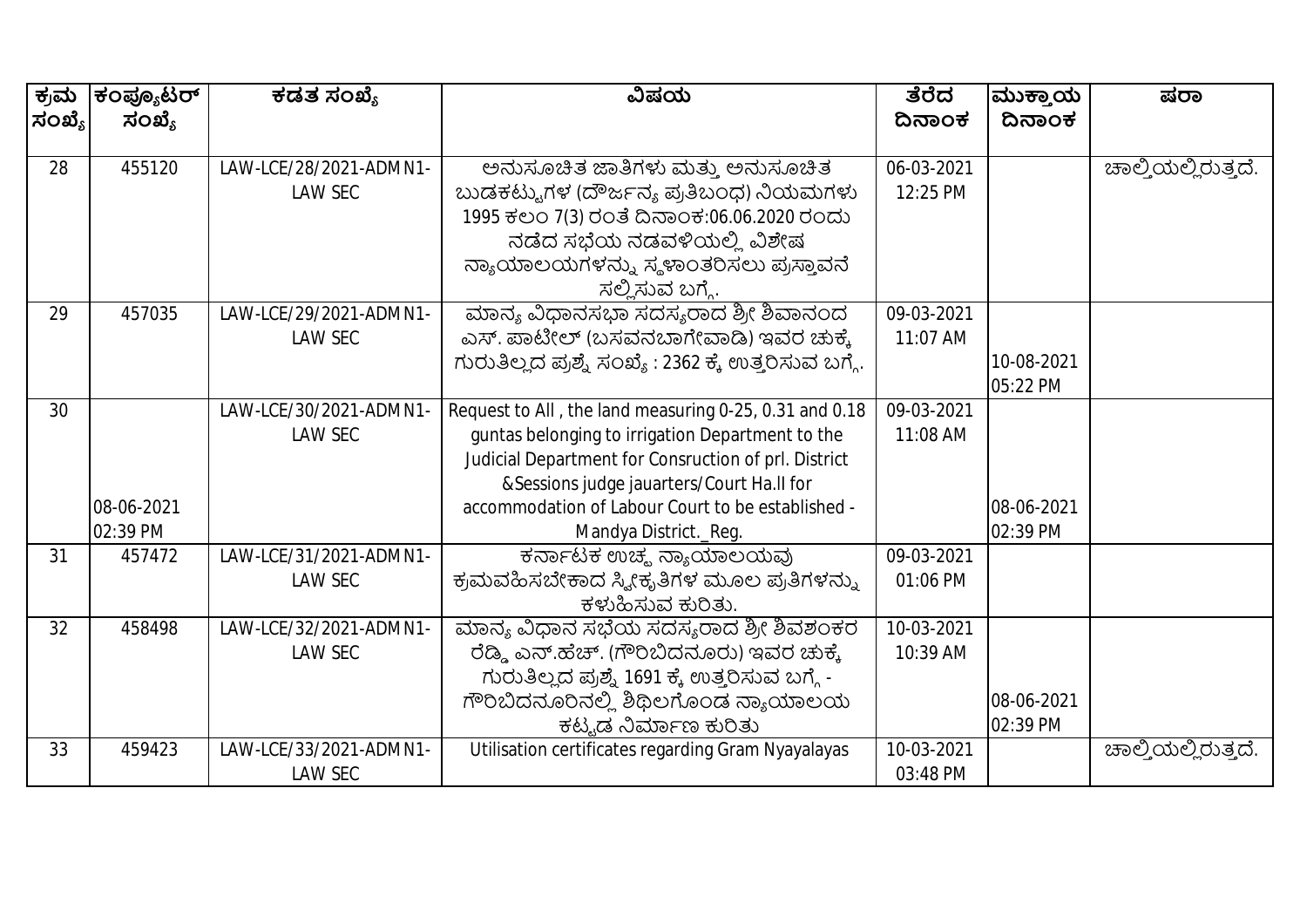| ಕ್ರಮ ಸಂಖ್ಯೆ | ಕಂಪ್ಯೂಟರ್ ಸಂಖ್ಯೆ | ಕಡತ ಸಂಖ್ಯೆ | ವಿಷಯ | ತೆರೆದ ದಿನಾಂಕ | ಮುಕ್ತಾಯ ದಿನಾಂಕ | ಷರಾ |
|---|---|---|---|---|---|---|
| 28 | 455120 | LAW-LCE/28/2021-ADMN1-LAW SEC | ಅನುಸೂಚಿತ ಜಾತಿಗಳು ಮತ್ತು ಅನುಸೂಚಿತ ಬುಡಕಟ್ಟುಗಳ (ದೌರ್ಜನ್ಯ ಪ್ರತಿಬಂಧ) ನಿಯಮಗಳು 1995 ಕಲಂ 7(3) ರಂತೆ ದಿನಾಂಕ:06.06.2020 ರಂದು ನಡೆದ ಸಭೆಯ ನಡವಳಿಯಲ್ಲಿ ವಿಶೇಷ ನ್ಯಾಯಾಲಯಗಳನ್ನು ಸ್ಥಳಾಂತರಿಸಲು ಪ್ರಸ್ತಾವನೆ ಸಲ್ಲಿಸುವ ಬಗ್ಗೆ. | 06-03-2021 12:25 PM | | ಚಾಲ್ತಿಯಲ್ಲಿರುತ್ತದೆ. |
| 29 | 457035 | LAW-LCE/29/2021-ADMN1-LAW SEC | ಮಾನ್ಯ ವಿಧಾನಸಭಾ ಸದಸ್ಯರಾದ ಶ್ರೀ ಶಿವಾನಂದ ಎಸ್. ಪಾಟೀಲ್ (ಬಸವನಬಾಗೇವಾಡಿ) ಇವರ ಚುಕ್ಕೆ ಗುರುತಿಲ್ಲದ ಪ್ರಶ್ನೆ ಸಂಖ್ಯೆ : 2362 ಕ್ಕೆ ಉತ್ತರಿಸುವ ಬಗ್ಗೆ. | 09-03-2021 11:07 AM | 10-08-2021 05:22 PM | |
| 30 | 08-06-2021 02:39 PM | LAW-LCE/30/2021-ADMN1-LAW SEC | Request to All , the land measuring 0-25, 0.31 and 0.18 guntas belonging to irrigation Department to the Judicial Department for Consruction of prl. District &Sessions judge jauarters/Court Ha.ll for accommodation of Labour Court to be established - Mandya District._Reg. | 09-03-2021 11:08 AM | 08-06-2021 02:39 PM | |
| 31 | 457472 | LAW-LCE/31/2021-ADMN1-LAW SEC | ಕರ್ನಾಟಕ ಉಚ್ಚ ನ್ಯಾಯಾಲಯವು ಕ್ರಮವಹಿಸಬೇಕಾದ ಸ್ವೀಕೃತಿಗಳ ಮೂಲ ಪ್ರತಿಗಳನ್ನು ಕಳುಹಿಸುವ ಕುರಿತು. | 09-03-2021 01:06 PM | | |
| 32 | 458498 | LAW-LCE/32/2021-ADMN1-LAW SEC | ಮಾನ್ಯ ವಿಧಾನ ಸಭೆಯ ಸದಸ್ಯರಾದ ಶ್ರೀ ಶಿವಶಂಕರ ರೆಡ್ಡಿ ಎನ್.ಹೆಚ್. (ಗೌರಿಬಿದನೂರು) ಇವರ ಚುಕ್ಕೆ ಗುರುತಿಲ್ಲದ ಪ್ರಶ್ನೆ 1691 ಕ್ಕೆ ಉತ್ತರಿಸುವ ಬಗ್ಗೆ - ಗೌರಿಬಿದನೂರಿನಲ್ಲಿ ಶಿಥಿಲಗೊಂಡ ನ್ಯಾಯಾಲಯ ಕಟ್ಟಡ ನಿರ್ಮಾಣ ಕುರಿತು | 10-03-2021 10:39 AM | 08-06-2021 02:39 PM | |
| 33 | 459423 | LAW-LCE/33/2021-ADMN1-LAW SEC | Utilisation certificates regarding Gram Nyayalayas | 10-03-2021 03:48 PM | | ಚಾಲ್ತಿಯಲ್ಲಿರುತ್ತದೆ. |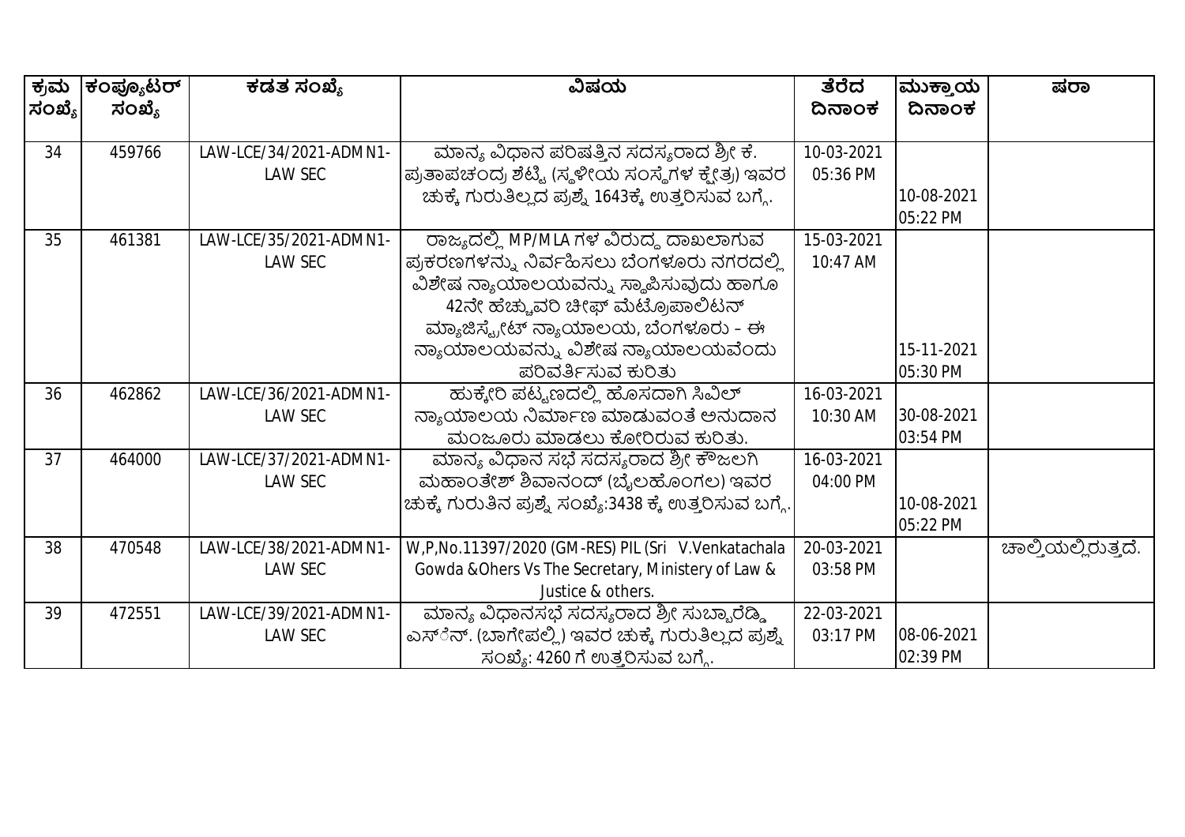| ಕ್ರಮ ಸಂಖ್ಯೆ | ಕಂಪ್ಯೂಟರ್ ಸಂಖ್ಯೆ | ಕಡತ ಸಂಖ್ಯೆ | ವಿಷಯ | ತೆರೆದ ದಿನಾಂಕ | ಮುಕ್ತಾಯ ದಿನಾಂಕ | ಷರಾ |
|---|---|---|---|---|---|---|
| 34 | 459766 | LAW-LCE/34/2021-ADMN1-LAW SEC | ಮಾನ್ಯ ವಿಧಾನ ಪರಿಷತ್ತಿನ ಸದಸ್ಯರಾದ ಶ್ರೀ ಕೆ. ಪ್ರತಾಪಚಂದ್ರ ಶೆಟ್ಟಿ (ಸ್ಥಳೀಯ ಸಂಸ್ಥೆಗಳ ಕ್ಷೇತ್ರ) ಇವರ ಚುಕ್ಕೆ ಗುರುತಿಲ್ಲದ ಪ್ರಶ್ನೆ 1643ಕ್ಕೆ ಉತ್ತರಿಸುವ ಬಗ್ಗೆ. | 10-03-2021 05:36 PM | 10-08-2021 05:22 PM | |
| 35 | 461381 | LAW-LCE/35/2021-ADMN1-LAW SEC | ರಾಜ್ಯದಲ್ಲಿ MP/MLA ಗಳ ವಿರುದ್ಧ ದಾಖಲಾಗುವ ಪ್ರಕರಣಗಳನ್ನು ನಿರ್ವಹಿಸಲು ಬೆಂಗಳೂರು ನಗರದಲ್ಲಿ ವಿಶೇಷ ನ್ಯಾಯಾಲಯವನ್ನು ಸ್ಥಾಪಿಸುವುದು ಹಾಗೂ 42ನೇ ಹೆಚ್ಚುವರಿ ಚೀಫ್ ಮೆಟ್ರೊಪಾಲಿಟನ್ ಮ್ಯಾಜಿಸ್ಟ್ರೇಟ್ ನ್ಯಾಯಾಲಯ, ಬೆಂಗಳೂರು - ಈ ನ್ಯಾಯಾಲಯವನ್ನು ವಿಶೇಷ ನ್ಯಾಯಾಲಯವೆಂದು ಪರಿವರ್ತಿಸುವ ಕುರಿತು | 15-03-2021 10:47 AM | 15-11-2021 05:30 PM | |
| 36 | 462862 | LAW-LCE/36/2021-ADMN1-LAW SEC | ಹುಕ್ಕೇರಿ ಪಟ್ಟಣದಲ್ಲಿ ಹೊಸದಾಗಿ ಸಿವಿಲ್ ನ್ಯಾಯಾಲಯ ನಿರ್ಮಾಣ ಮಾಡುವಂತೆ ಅನುದಾನ ಮಂಜೂರು ಮಾಡಲು ಕೋರಿರುವ ಕುರಿತು. | 16-03-2021 10:30 AM | 30-08-2021 03:54 PM | |
| 37 | 464000 | LAW-LCE/37/2021-ADMN1-LAW SEC | ಮಾನ್ಯ ವಿಧಾನ ಸಭೆ ಸದಸ್ಯರಾದ ಶ್ರೀ ಕೌಜಲಗಿ ಮಹಾಂತೇಶ್ ಶಿವಾನಂದ್ (ಬೈಲಹೊಂಗಲ) ಇವರ ಚುಕ್ಕೆ ಗುರುತಿನ ಪ್ರಶ್ನೆ ಸಂಖ್ಯೆ:3438 ಕ್ಕೆ ಉತ್ತರಿಸುವ ಬಗ್ಗೆ. | 16-03-2021 04:00 PM | 10-08-2021 05:22 PM | |
| 38 | 470548 | LAW-LCE/38/2021-ADMN1-LAW SEC | W,P,No.11397/2020 (GM-RES) PIL (Sri V.Venkatachala Gowda &Ohers Vs The Secretary, Ministery of Law & Justice & others. | 20-03-2021 03:58 PM | | ಚಾಲ್ತಿಯಲ್ಲಿರುತ್ತದೆ. |
| 39 | 472551 | LAW-LCE/39/2021-ADMN1-LAW SEC | ಮಾನ್ಯ ವಿಧಾನಸಭೆ ಸದಸ್ಯರಾದ ಶ್ರೀ ಸುಬ್ಬಾರೆಡ್ಡಿ ಎಸ್.ಎನ್. (ಬಾಗೇಪಲ್ಲಿ) ಇವರ ಚುಕ್ಕೆ ಗುರುತಿಲ್ಲದ ಪ್ರಶ್ನೆ ಸಂಖ್ಯೆ: 4260 ಗೆ ಉತ್ತರಿಸುವ ಬಗ್ಗೆ. | 22-03-2021 03:17 PM | 08-06-2021 02:39 PM | |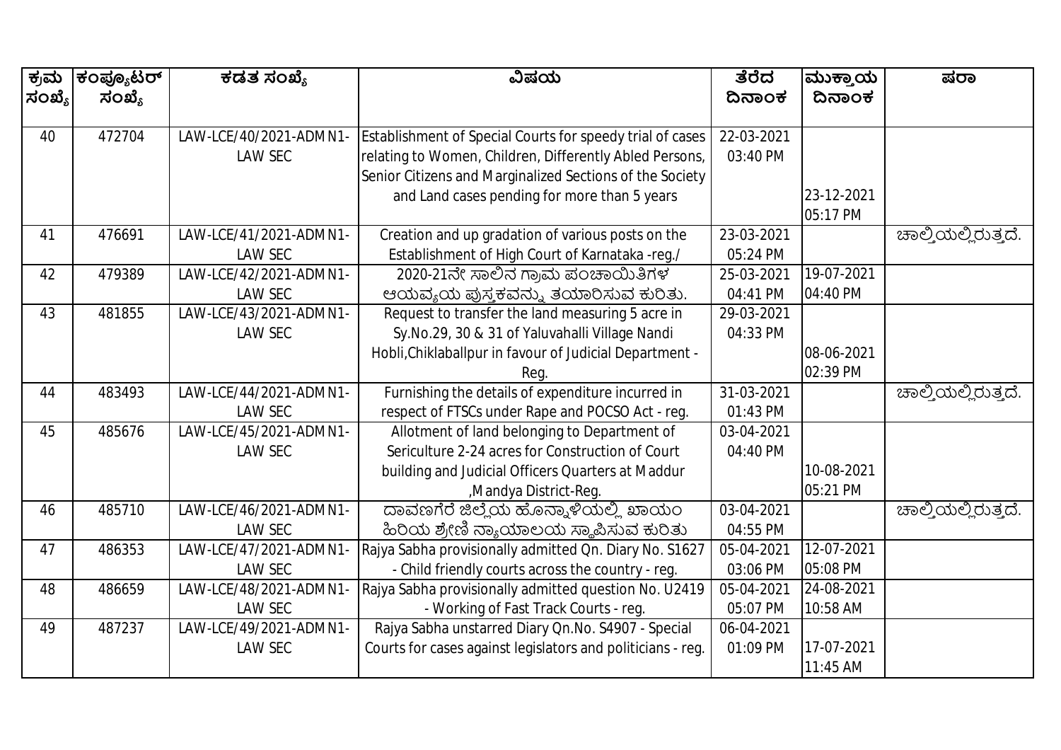| ಕ್ರಮ ಸಂಖ್ಯೆ | ಕಂಪ್ಯೂಟರ್ ಸಂಖ್ಯೆ | ಕಡತ ಸಂಖ್ಯೆ | ವಿಷಯ | ತೆರೆದ ದಿನಾಂಕ | ಮುಕ್ತಾಯ ದಿನಾಂಕ | ಷರಾ |
|---|---|---|---|---|---|---|
| 40 | 472704 | LAW-LCE/40/2021-ADMN1-LAW SEC | Establishment of Special Courts for speedy trial of cases relating to Women, Children, Differently Abled Persons, Senior Citizens and Marginalized Sections of the Society and Land cases pending for more than 5 years | 22-03-2021 03:40 PM | 23-12-2021 05:17 PM | |
| 41 | 476691 | LAW-LCE/41/2021-ADMN1-LAW SEC | Creation and up gradation of various posts on the Establishment of High Court of Karnataka -reg./ | 23-03-2021 05:24 PM | | ಚಾಲ್ತಿಯಲ್ಲಿರುತ್ತದೆ. |
| 42 | 479389 | LAW-LCE/42/2021-ADMN1-LAW SEC | 2020-21ನೇ ಸಾಲಿನ ಗ್ರಾಮ ಪಂಚಾಯಿತಿಗಳ ಆಯವ್ಯಯ ಪುಸ್ತಕವನ್ನು ತಯಾರಿಸುವ ಕುರಿತು. | 25-03-2021 04:41 PM | 19-07-2021 04:40 PM | |
| 43 | 481855 | LAW-LCE/43/2021-ADMN1-LAW SEC | Request to transfer the land measuring 5 acre in Sy.No.29, 30 & 31 of Yaluvahalli Village Nandi Hobli,Chiklaballpur in favour of Judicial Department - Reg. | 29-03-2021 04:33 PM | 08-06-2021 02:39 PM | |
| 44 | 483493 | LAW-LCE/44/2021-ADMN1-LAW SEC | Furnishing the details of expenditure incurred in respect of FTSCs under Rape and POCSO Act - reg. | 31-03-2021 01:43 PM | | ಚಾಲ್ತಿಯಲ್ಲಿರುತ್ತದೆ. |
| 45 | 485676 | LAW-LCE/45/2021-ADMN1-LAW SEC | Allotment of land belonging to Department of Sericulture 2-24 acres for Construction of Court building and Judicial Officers Quarters at Maddur ,Mandya District-Reg. | 03-04-2021 04:40 PM | 10-08-2021 05:21 PM | |
| 46 | 485710 | LAW-LCE/46/2021-ADMN1-LAW SEC | ದಾವಣಗೆರೆ ಜಿಲ್ಲೆಯ ಹೊನ್ನಾಳಿಯಲ್ಲಿ ಖಾಯಂ ಹಿರಿಯ ಶ್ರೇಣಿ ನ್ಯಾಯಾಲಯ ಸ್ಥಾಪಿಸುವ ಕುರಿತು | 03-04-2021 04:55 PM | | ಚಾಲ್ತಿಯಲ್ಲಿರುತ್ತದೆ. |
| 47 | 486353 | LAW-LCE/47/2021-ADMN1-LAW SEC | Rajya Sabha provisionally admitted Qn. Diary No. S1627 - Child friendly courts across the country - reg. | 05-04-2021 03:06 PM | 12-07-2021 05:08 PM | |
| 48 | 486659 | LAW-LCE/48/2021-ADMN1-LAW SEC | Rajya Sabha provisionally admitted question No. U2419 - Working of Fast Track Courts - reg. | 05-04-2021 05:07 PM | 24-08-2021 10:58 AM | |
| 49 | 487237 | LAW-LCE/49/2021-ADMN1-LAW SEC | Rajya Sabha unstarred Diary Qn.No. S4907 - Special Courts for cases against legislators and politicians - reg. | 06-04-2021 01:09 PM | 17-07-2021 11:45 AM | |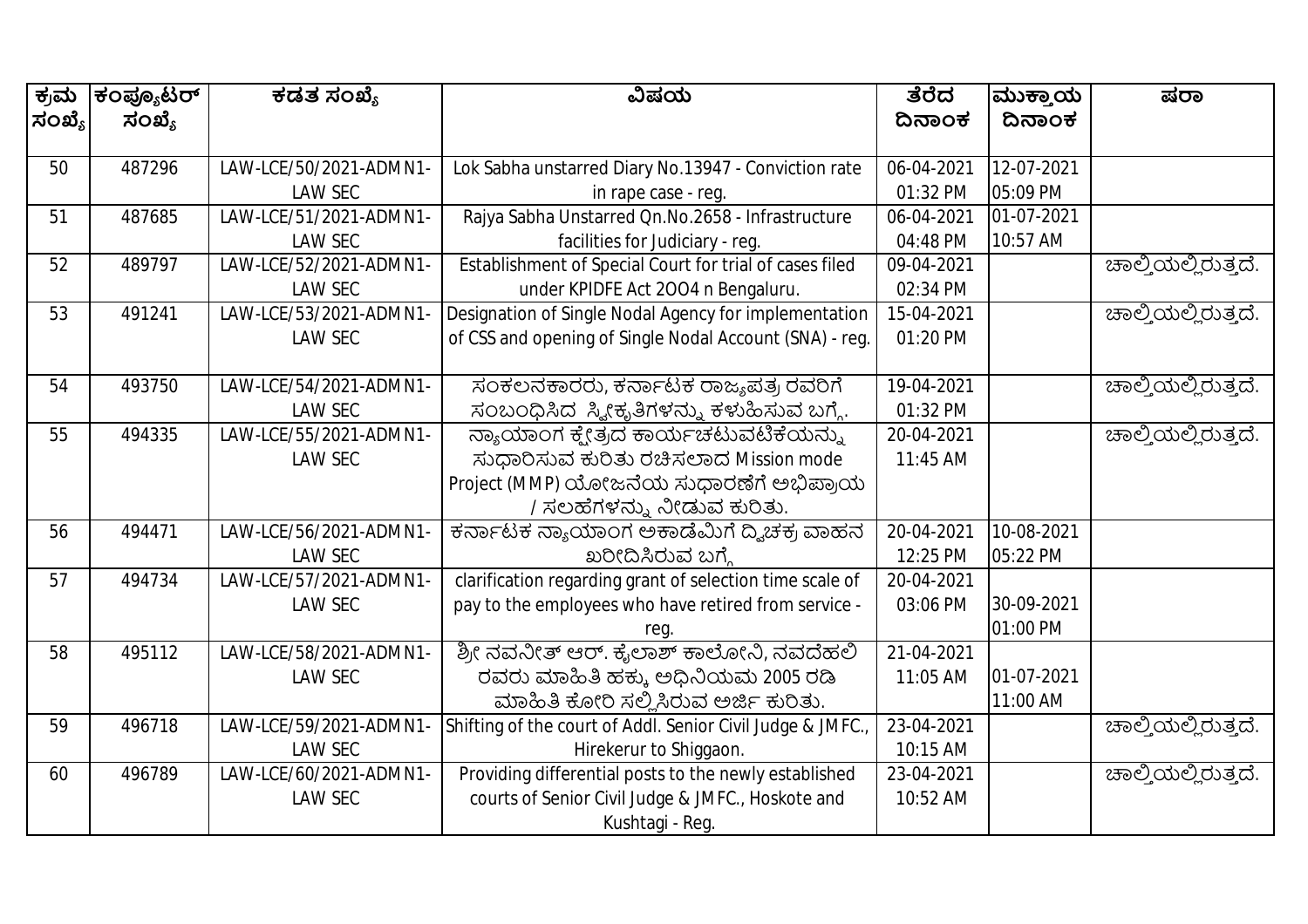| ಕ್ರಮ ಸಂಖ್ಯೆ | ಕಂಪ್ಯೂಟರ್ ಸಂಖ್ಯೆ | ಕಡತ ಸಂಖ್ಯೆ | ವಿಷಯ | ತೆರೆದ ದಿನಾಂಕ | ಮುಕ್ತಾಯ ದಿನಾಂಕ | ಷರಾ |
|---|---|---|---|---|---|---|
| 50 | 487296 | LAW-LCE/50/2021-ADMN1-LAW SEC | Lok Sabha unstarred Diary No.13947 - Conviction rate in rape case - reg. | 06-04-2021 01:32 PM | 12-07-2021 05:09 PM | |
| 51 | 487685 | LAW-LCE/51/2021-ADMN1-LAW SEC | Rajya Sabha Unstarred Qn.No.2658 - Infrastructure facilities for Judiciary - reg. | 06-04-2021 04:48 PM | 01-07-2021 10:57 AM | |
| 52 | 489797 | LAW-LCE/52/2021-ADMN1-LAW SEC | Establishment of Special Court for trial of cases filed under KPIDFE Act 2OO4 n Bengaluru. | 09-04-2021 02:34 PM | | ಚಾಲ್ತಿಯಲ್ಲಿರುತ್ತದೆ. |
| 53 | 491241 | LAW-LCE/53/2021-ADMN1-LAW SEC | Designation of Single Nodal Agency for implementation of CSS and opening of Single Nodal Account (SNA) - reg. | 15-04-2021 01:20 PM | | ಚಾಲ್ತಿಯಲ್ಲಿರುತ್ತದೆ. |
| 54 | 493750 | LAW-LCE/54/2021-ADMN1-LAW SEC | ಸಂಕಲನಕಾರರು, ಕರ್ನಾಟಕ ರಾಜ್ಯಪತ್ರ ರವರಿಗೆ ಸಂಬಂಧಿಸಿದ ಸ್ವೀಕೃತಿಗಳನ್ನು ಕಳುಹಿಸುವ ಬಗ್ಗೆ. | 19-04-2021 01:32 PM | | ಚಾಲ್ತಿಯಲ್ಲಿರುತ್ತದೆ. |
| 55 | 494335 | LAW-LCE/55/2021-ADMN1-LAW SEC | ನ್ಯಾಯಾಂಗ ಕ್ಷೇತ್ರದ ಕಾರ್ಯಚಟುವಟಿಕೆಯನ್ನು ಸುಧಾರಿಸುವ ಕುರಿತು ರಚಿಸಲಾದ Mission mode Project (MMP) ಯೋಜನೆಯ ಸುಧಾರಣೆಗೆ ಅಭಿಪ್ರಾಯ / ಸಲಹೆಗಳನ್ನು ನೀಡುವ ಕುರಿತು. | 20-04-2021 11:45 AM | | ಚಾಲ್ತಿಯಲ್ಲಿರುತ್ತದೆ. |
| 56 | 494471 | LAW-LCE/56/2021-ADMN1-LAW SEC | ಕರ್ನಾಟಕ ನ್ಯಾಯಾಂಗ ಅಕಾಡೆಮಿಗೆ ದ್ವಿಚಕ್ರ ವಾಹನ ಖರೀದಿಸಿರುವ ಬಗ್ಗೆ | 20-04-2021 12:25 PM | 10-08-2021 05:22 PM | |
| 57 | 494734 | LAW-LCE/57/2021-ADMN1-LAW SEC | clarification regarding grant of selection time scale of pay to the employees who have retired from service - reg. | 20-04-2021 03:06 PM | 30-09-2021 01:00 PM | |
| 58 | 495112 | LAW-LCE/58/2021-ADMN1-LAW SEC | ಶ್ರೀ ನವನೀತ್ ಆರ್. ಕೈಲಾಶ್ ಕಾಲೋನಿ, ನವದೆಹಲಿ ರವರು ಮಾಹಿತಿ ಹಕ್ಕು ಅಧಿನಿಯಮ 2005 ರಡಿ ಮಾಹಿತಿ ಕೋರಿ ಸಲ್ಲಿಸಿರುವ ಅರ್ಜಿ ಕುರಿತು. | 21-04-2021 11:05 AM | 01-07-2021 11:00 AM | |
| 59 | 496718 | LAW-LCE/59/2021-ADMN1-LAW SEC | Shifting of the court of Addl. Senior Civil Judge & JMFC., Hirekerur to Shiggaon. | 23-04-2021 10:15 AM | | ಚಾಲ್ತಿಯಲ್ಲಿರುತ್ತದೆ. |
| 60 | 496789 | LAW-LCE/60/2021-ADMN1-LAW SEC | Providing differential posts to the newly established courts of Senior Civil Judge & JMFC., Hoskote and Kushtagi - Reg. | 23-04-2021 10:52 AM | | ಚಾಲ್ತಿಯಲ್ಲಿರುತ್ತದೆ. |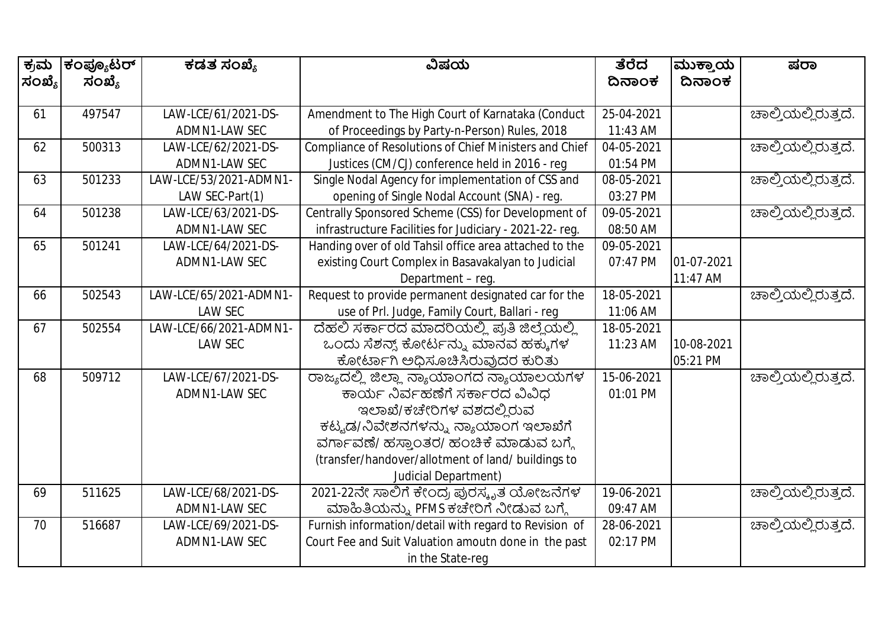| ಕ್ರಮ ಸಂಖ್ಯೆ | ಕಂಪ್ಯೂಟರ್ ಸಂಖ್ಯೆ | ಕಡತ ಸಂಖ್ಯೆ | ವಿಷಯ | ತೆರೆದ ದಿನಾಂಕ | ಮುಕ್ತಾಯ ದಿನಾಂಕ | ಷರಾ |
|---|---|---|---|---|---|---|
| 61 | 497547 | LAW-LCE/61/2021-DS-ADMN1-LAW SEC | Amendment to The High Court of Karnataka (Conduct of Proceedings by Party-n-Person) Rules, 2018 | 25-04-2021 11:43 AM | | ಚಾಲ್ತಿಯಲ್ಲಿರುತ್ತದೆ. |
| 62 | 500313 | LAW-LCE/62/2021-DS-ADMN1-LAW SEC | Compliance of Resolutions of Chief Ministers and Chief Justices (CM/CJ) conference held in 2016 - reg | 04-05-2021 01:54 PM | | ಚಾಲ್ತಿಯಲ್ಲಿರುತ್ತದೆ. |
| 63 | 501233 | LAW-LCE/53/2021-ADMN1-LAW SEC-Part(1) | Single Nodal Agency for implementation of CSS and opening of Single Nodal Account (SNA) - reg. | 08-05-2021 03:27 PM | | ಚಾಲ್ತಿಯಲ್ಲಿರುತ್ತದೆ. |
| 64 | 501238 | LAW-LCE/63/2021-DS-ADMN1-LAW SEC | Centrally Sponsored Scheme (CSS) for Development of infrastructure Facilities for Judiciary - 2021-22- reg. | 09-05-2021 08:50 AM | | ಚಾಲ್ತಿಯಲ್ಲಿರುತ್ತದೆ. |
| 65 | 501241 | LAW-LCE/64/2021-DS-ADMN1-LAW SEC | Handing over of old Tahsil office area attached to the existing Court Complex in Basavakalyan to Judicial Department – reg. | 09-05-2021 07:47 PM | 01-07-2021 11:47 AM | |
| 66 | 502543 | LAW-LCE/65/2021-ADMN1-LAW SEC | Request to provide permanent designated car for the use of Prl. Judge, Family Court, Ballari - reg | 18-05-2021 11:06 AM | | ಚಾಲ್ತಿಯಲ್ಲಿರುತ್ತದೆ. |
| 67 | 502554 | LAW-LCE/66/2021-ADMN1-LAW SEC | ದೆಹಲಿ ಸರ್ಕಾರದ ಮಾದರಿಯಲ್ಲಿ ಪ್ರತಿ ಜಿಲ್ಲೆಯಲ್ಲಿ ಒಂದು ಸೆಶನ್ಸ್ ಕೋರ್ಟನ್ನು ಮಾನವ ಹಕ್ಕುಗಳ ಕೋರ್ಟಾಗಿ ಅಧಿಸೂಚಿಸಿರುವುದರ ಕುರಿತು | 18-05-2021 11:23 AM | 10-08-2021 05:21 PM | |
| 68 | 509712 | LAW-LCE/67/2021-DS-ADMN1-LAW SEC | ರಾಜ್ಯದಲ್ಲಿ ಜಿಲ್ಲಾ ನ್ಯಾಯಾಂಗದ ನ್ಯಾಯಾಲಯಗಳ ಕಾರ್ಯ ನಿರ್ವಹಣೆಗೆ ಸರ್ಕಾರದ ವಿವಿಧ ಇಲಾಖೆ/ಕಚೇರಿಗಳ ವಶದಲ್ಲಿರುವ ಕಟ್ಟಡ/ನಿವೇಶನಗಳನ್ನು ನ್ಯಾಯಾಂಗ ಇಲಾಖೆಗೆ ವರ್ಗಾವಣೆ/ ಹಸ್ತಾಂತರ/ ಹಂಚಿಕೆ ಮಾಡುವ ಬಗ್ಗೆ (transfer/handover/allotment of land/ buildings to Judicial Department) | 15-06-2021 01:01 PM | | ಚಾಲ್ತಿಯಲ್ಲಿರುತ್ತದೆ. |
| 69 | 511625 | LAW-LCE/68/2021-DS-ADMN1-LAW SEC | 2021-22ನೇ ಸಾಲಿಗೆ ಕೇಂದ್ರ ಪುರಸ್ಕೃತ ಯೋಜನೆಗಳ ಮಾಹಿತಿಯನ್ನು PFMS ಕಚೇರಿಗೆ ನೀಡುವ ಬಗ್ಗೆ | 19-06-2021 09:47 AM | | ಚಾಲ್ತಿಯಲ್ಲಿರುತ್ತದೆ. |
| 70 | 516687 | LAW-LCE/69/2021-DS-ADMN1-LAW SEC | Furnish information/detail with regard to Revision of Court Fee and Suit Valuation amoutn done in the past in the State-reg | 28-06-2021 02:17 PM | | ಚಾಲ್ತಿಯಲ್ಲಿರುತ್ತದೆ. |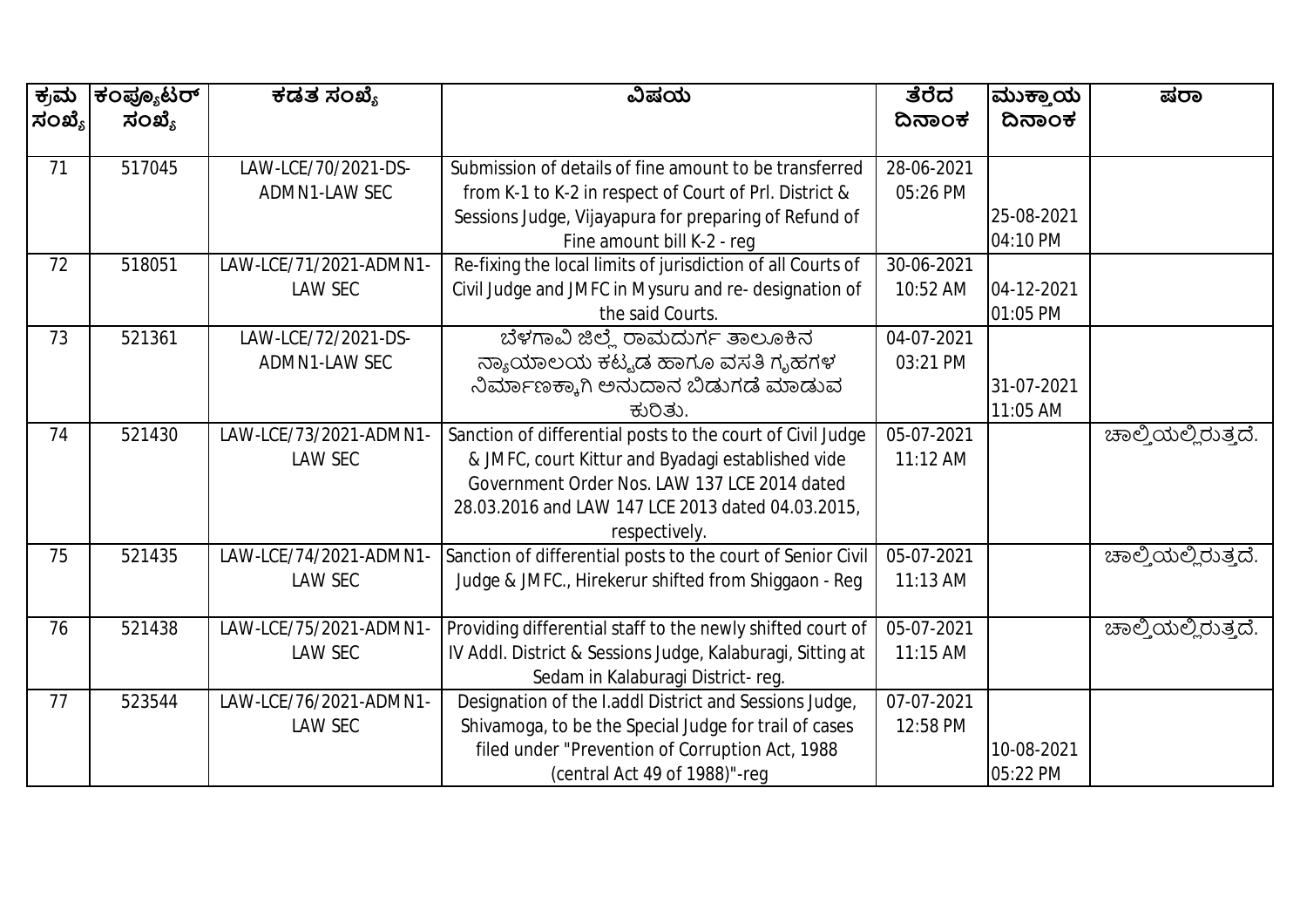| ಕ್ರಮ ಸಂಖ್ಯೆ | ಕಂಪ್ಯೂಟರ್ ಸಂಖ್ಯೆ | ಕಡತ ಸಂಖ್ಯೆ | ವಿಷಯ | ತೆರೆದ ದಿನಾಂಕ | ಮುಕ್ತಾಯ ದಿನಾಂಕ | ಷರಾ |
|---|---|---|---|---|---|---|
| 71 | 517045 | LAW-LCE/70/2021-DS-ADMN1-LAW SEC | Submission of details of fine amount to be transferred from K-1 to K-2 in respect of Court of Prl. District & Sessions Judge, Vijayapura for preparing of Refund of Fine amount bill K-2 - reg | 28-06-2021 05:26 PM | 25-08-2021 04:10 PM | |
| 72 | 518051 | LAW-LCE/71/2021-ADMN1-LAW SEC | Re-fixing the local limits of jurisdiction of all Courts of Civil Judge and JMFC in Mysuru and re- designation of the said Courts. | 30-06-2021 10:52 AM | 04-12-2021 01:05 PM | |
| 73 | 521361 | LAW-LCE/72/2021-DS-ADMN1-LAW SEC | ಬೆಳಗಾವಿ ಜಿಲ್ಲೆ ರಾಮದುರ್ಗ ತಾಲೂಕಿನ ನ್ಯಾಯಾಲಯ ಕಟ್ಟಡ ಹಾಗೂ ವಸತಿ ಗೃಹಗಳ ನಿರ್ಮಾಣಕ್ಕಾಗಿ ಅನುದಾನ ಬಿಡುಗಡೆ ಮಾಡುವ ಕುರಿತು. | 04-07-2021 03:21 PM | 31-07-2021 11:05 AM | |
| 74 | 521430 | LAW-LCE/73/2021-ADMN1-LAW SEC | Sanction of differential posts to the court of Civil Judge & JMFC, court Kittur and Byadagi established vide Government Order Nos. LAW 137 LCE 2014 dated 28.03.2016 and LAW 147 LCE 2013 dated 04.03.2015, respectively. | 05-07-2021 11:12 AM | | ಚಾಲ್ತಿಯಲ್ಲಿರುತ್ತದೆ. |
| 75 | 521435 | LAW-LCE/74/2021-ADMN1-LAW SEC | Sanction of differential posts to the court of Senior Civil Judge & JMFC., Hirekerur shifted from Shiggaon - Reg | 05-07-2021 11:13 AM | | ಚಾಲ್ತಿಯಲ್ಲಿರುತ್ತದೆ. |
| 76 | 521438 | LAW-LCE/75/2021-ADMN1-LAW SEC | Providing differential staff to the newly shifted court of IV Addl. District & Sessions Judge, Kalaburagi, Sitting at Sedam in Kalaburagi District- reg. | 05-07-2021 11:15 AM | | ಚಾಲ್ತಿಯಲ್ಲಿರುತ್ತದೆ. |
| 77 | 523544 | LAW-LCE/76/2021-ADMN1-LAW SEC | Designation of the I.addl District and Sessions Judge, Shivamoga, to be the Special Judge for trail of cases filed under "Prevention of Corruption Act, 1988 (central Act 49 of 1988)"-reg | 07-07-2021 12:58 PM | 10-08-2021 05:22 PM | |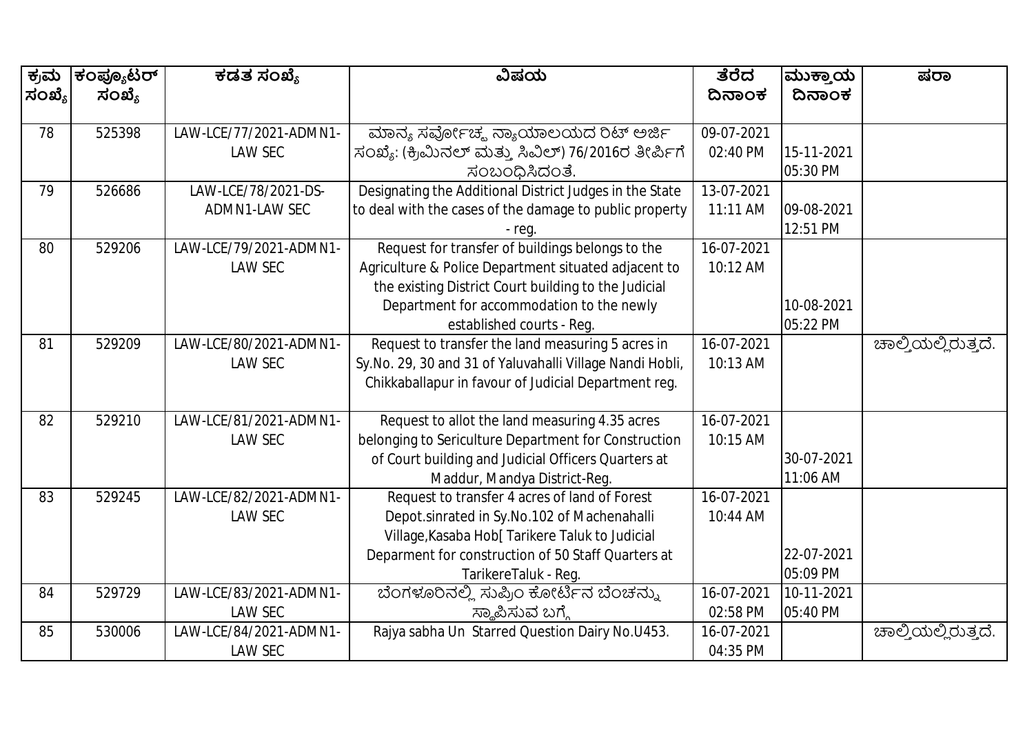| ಕ್ರಮ ಸಂಖ್ಯೆ | ಕಂಪ್ಯೂಟರ್ ಸಂಖ್ಯೆ | ಕಡತ ಸಂಖ್ಯೆ | ವಿಷಯ | ತೆರೆದ ದಿನಾಂಕ | ಮುಕ್ತಾಯ ದಿನಾಂಕ | ಷರಾ |
|---|---|---|---|---|---|---|
| 78 | 525398 | LAW-LCE/77/2021-ADMN1-LAW SEC | ಮಾನ್ಯ ಸರ್ವೋಚ್ಛ ನ್ಯಾಯಾಲಯದ ರಿಟ್ ಅರ್ಜಿ ಸಂಖ್ಯೆ: (ಕ್ರಿಮಿನಲ್ ಮತ್ತು ಸಿವಿಲ್) 76/2016ರ ತೀರ್ಪಿಗೆ ಸಂಬಂಧಿಸಿದಂತೆ. | 09-07-2021 02:40 PM | 15-11-2021 05:30 PM | |
| 79 | 526686 | LAW-LCE/78/2021-DS-ADMN1-LAW SEC | Designating the Additional District Judges in the State to deal with the cases of the damage to public property - reg. | 13-07-2021 11:11 AM | 09-08-2021 12:51 PM | |
| 80 | 529206 | LAW-LCE/79/2021-ADMN1-LAW SEC | Request for transfer of buildings belongs to the Agriculture & Police Department situated adjacent to the existing District Court building to the Judicial Department for accommodation to the newly established courts - Reg. | 16-07-2021 10:12 AM | 10-08-2021 05:22 PM | |
| 81 | 529209 | LAW-LCE/80/2021-ADMN1-LAW SEC | Request to transfer the land measuring 5 acres in Sy.No. 29, 30 and 31 of Yaluvahalli Village Nandi Hobli, Chikkaballapur in favour of Judicial Department reg. | 16-07-2021 10:13 AM | | ಚಾಲ್ತಿಯಲ್ಲಿರುತ್ತದೆ. |
| 82 | 529210 | LAW-LCE/81/2021-ADMN1-LAW SEC | Request to allot the land measuring 4.35 acres belonging to Sericulture Department for Construction of Court building and Judicial Officers Quarters at Maddur, Mandya District-Reg. | 16-07-2021 10:15 AM | 30-07-2021 11:06 AM | |
| 83 | 529245 | LAW-LCE/82/2021-ADMN1-LAW SEC | Request to transfer 4 acres of land of Forest Depot.sinrated in Sy.No.102 of Machenahalli Village,Kasaba Hob[ Tarikere Taluk to Judicial Deparment for construction of 50 Staff Quarters at TarikereTaluk - Reg. | 16-07-2021 10:44 AM | 22-07-2021 05:09 PM | |
| 84 | 529729 | LAW-LCE/83/2021-ADMN1-LAW SEC | ಬೆಂಗಳೂರಿನಲ್ಲಿ ಸುಪ್ರಿಂ ಕೋರ್ಟಿನ ಬೆಂಚನ್ನು ಸ್ಥಾಪಿಸುವ ಬಗ್ಗೆ | 16-07-2021 02:58 PM | 10-11-2021 05:40 PM | |
| 85 | 530006 | LAW-LCE/84/2021-ADMN1-LAW SEC | Rajya sabha Un Starred Question Dairy No.U453. | 16-07-2021 04:35 PM | | ಚಾಲ್ತಿಯಲ್ಲಿರುತ್ತದೆ. |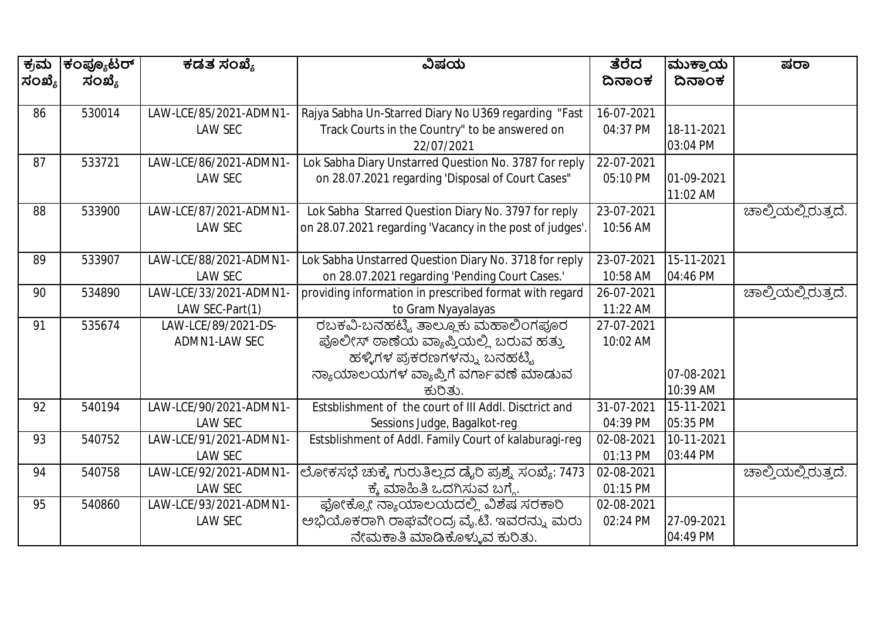| ಕ್ರಮ ಸಂಖ್ಯೆ | ಕಂಪ್ಯೂಟರ್ ಸಂಖ್ಯೆ | ಕಡತ ಸಂಖ್ಯೆ | ವಿಷಯ | ತೆರೆದ ದಿನಾಂಕ | ಮುಕ್ತಾಯ ದಿನಾಂಕ | ಷರಾ |
|---|---|---|---|---|---|---|
| 86 | 530014 | LAW-LCE/85/2021-ADMN1-LAW SEC | Rajya Sabha Un-Starred Diary No U369 regarding "Fast Track Courts in the Country" to be answered on 22/07/2021 | 16-07-2021 04:37 PM | 18-11-2021 03:04 PM | |
| 87 | 533721 | LAW-LCE/86/2021-ADMN1-LAW SEC | Lok Sabha Diary Unstarred Question No. 3787 for reply on 28.07.2021 regarding 'Disposal of Court Cases" | 22-07-2021 05:10 PM | 01-09-2021 11:02 AM | |
| 88 | 533900 | LAW-LCE/87/2021-ADMN1-LAW SEC | Lok Sabha Starred Question Diary No. 3797 for reply on 28.07.2021 regarding 'Vacancy in the post of judges'. | 23-07-2021 10:56 AM | | ಚಾಲ್ತಿಯಲ್ಲಿರುತ್ತದೆ. |
| 89 | 533907 | LAW-LCE/88/2021-ADMN1-LAW SEC | Lok Sabha Unstarred Question Diary No. 3718 for reply on 28.07.2021 regarding 'Pending Court Cases.' | 23-07-2021 10:58 AM | 15-11-2021 04:46 PM | |
| 90 | 534890 | LAW-LCE/33/2021-ADMN1-LAW SEC-Part(1) | providing information in prescribed format with regard to Gram Nyayalayas | 26-07-2021 11:22 AM | | ಚಾಲ್ತಿಯಲ್ಲಿರುತ್ತದೆ. |
| 91 | 535674 | LAW-LCE/89/2021-DS-ADMN1-LAW SEC | ರಬಕವಿ-ಬನಹಟ್ಟಿ ತಾಲ್ಲೂಕು ಮಹಾಲಿಂಗಪೂರ ಪೊಲೀಸ್ ಠಾಣೆಯ ವ್ಯಾಪ್ತಿಯಲ್ಲಿ ಬರುವ ಹತ್ತು ಹಳ್ಳಿಗಳ ಪ್ರಕರಣಗಳನ್ನು ಬನಹಟ್ಟಿ ನ್ಯಾಯಾಲಯಗಳ ವ್ಯಾಪ್ತಿಗೆ ವರ್ಗಾವಣೆ ಮಾಡುವ ಕುರಿತು. | 27-07-2021 10:02 AM | 07-08-2021 10:39 AM | |
| 92 | 540194 | LAW-LCE/90/2021-ADMN1-LAW SEC | Estsblishment of the court of III Addl. Disctrict and Sessions Judge, Bagalkot-reg | 31-07-2021 04:39 PM | 15-11-2021 05:35 PM | |
| 93 | 540752 | LAW-LCE/91/2021-ADMN1-LAW SEC | Estsblishment of Addl. Family Court of kalaburagi-reg | 02-08-2021 01:13 PM | 10-11-2021 03:44 PM | |
| 94 | 540758 | LAW-LCE/92/2021-ADMN1-LAW SEC | ಲೋಕಸಭೆ ಚುಕ್ಕೆ ಗುರುತಿಲ್ಲದ ಡೈರಿ ಪ್ರಶ್ನೆ ಸಂಖ್ಯೆ: 7473 ಕ್ಕೆ ಮಾಹಿತಿ ಒದಗಿಸುವ ಬಗ್ಗೆ. | 02-08-2021 01:15 PM | | ಚಾಲ್ತಿಯಲ್ಲಿರುತ್ತದೆ. |
| 95 | 540860 | LAW-LCE/93/2021-ADMN1-LAW SEC | ಫೋಕ್ಸೋ ನ್ಯಾಯಾಲಯದಲ್ಲಿ ವಿಶೇಷ ಸರಕಾರಿ ಅಭಿಯೊಕರಾಗಿ ರಾಘವೇಂದ್ರ ವೈ.ಟಿ. ಇವರನ್ನು ಮರು ನೇಮಕಾತಿ ಮಾಡಿಕೊಳ್ಳುವ ಕುರಿತು. | 02-08-2021 02:24 PM | 27-09-2021 04:49 PM | |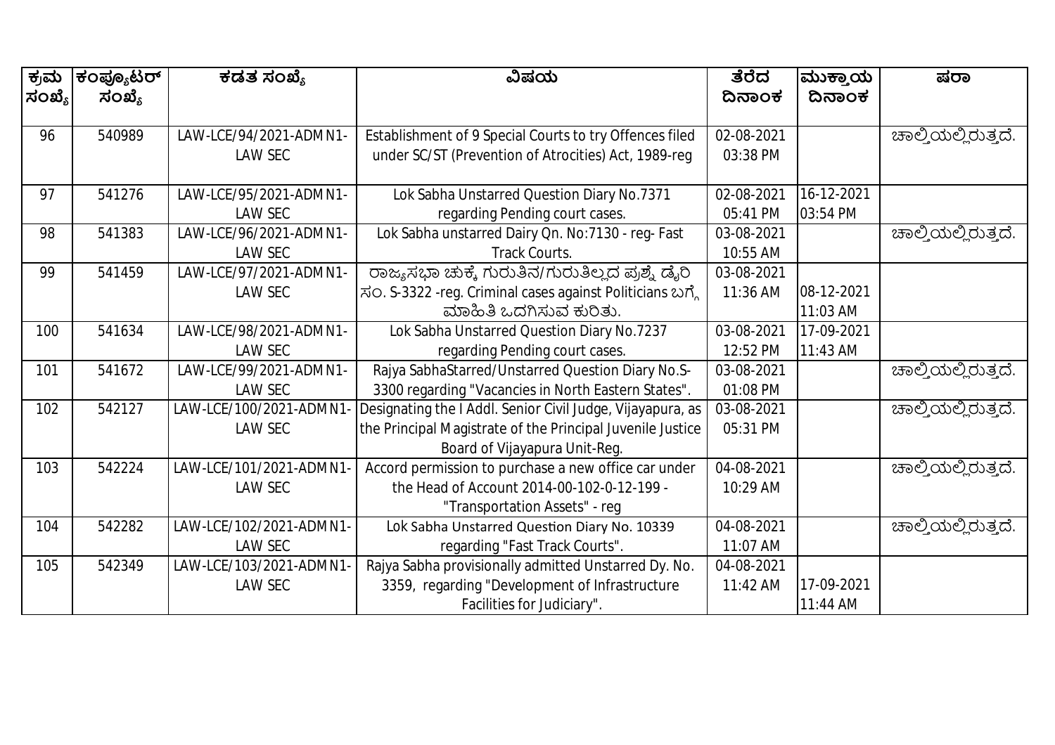| ಕ್ರಮ ಸಂಖ್ಯೆ | ಕಂಪ್ಯೂಟರ್ ಸಂಖ್ಯೆ | ಕಡತ ಸಂಖ್ಯೆ | ವಿಷಯ | ತೆರೆದ ದಿನಾಂಕ | ಮುಕ್ತಾಯ ದಿನಾಂಕ | ಷರಾ |
|---|---|---|---|---|---|---|
| 96 | 540989 | LAW-LCE/94/2021-ADMN1-LAW SEC | Establishment of 9 Special Courts to try Offences filed under SC/ST (Prevention of Atrocities) Act, 1989-reg | 02-08-2021 03:38 PM | | ಚಾಲ್ತಿಯಲ್ಲಿರುತ್ತದೆ. |
| 97 | 541276 | LAW-LCE/95/2021-ADMN1-LAW SEC | Lok Sabha Unstarred Question Diary No.7371 regarding Pending court cases. | 02-08-2021 05:41 PM | 16-12-2021 03:54 PM | |
| 98 | 541383 | LAW-LCE/96/2021-ADMN1-LAW SEC | Lok Sabha unstarred Dairy Qn. No:7130 - reg- Fast Track Courts. | 03-08-2021 10:55 AM | | ಚಾಲ್ತಿಯಲ್ಲಿರುತ್ತದೆ. |
| 99 | 541459 | LAW-LCE/97/2021-ADMN1-LAW SEC | ರಾಜ್ಯಸಭಾ ಚುಕ್ಕೆ ಗುರುತಿನ/ಗುರುತಿಲ್ಲದ ಪ್ರಶ್ನೆ ಡೈರಿ ಸಂ. S-3322 -reg. Criminal cases against Politicians ಬಗ್ಗೆ ಮಾಹಿತಿ ಒದಗಿಸುವ ಕುರಿತು. | 03-08-2021 11:36 AM | 08-12-2021 11:03 AM | |
| 100 | 541634 | LAW-LCE/98/2021-ADMN1-LAW SEC | Lok Sabha Unstarred Question Diary No.7237 regarding Pending court cases. | 03-08-2021 12:52 PM | 17-09-2021 11:43 AM | |
| 101 | 541672 | LAW-LCE/99/2021-ADMN1-LAW SEC | Rajya SabhaStarred/Unstarred Question Diary No.S-3300 regarding "Vacancies in North Eastern States". | 03-08-2021 01:08 PM | | ಚಾಲ್ತಿಯಲ್ಲಿರುತ್ತದೆ. |
| 102 | 542127 | LAW-LCE/100/2021-ADMN1-LAW SEC | Designating the I Addl. Senior Civil Judge, Vijayapura, as the Principal Magistrate of the Principal Juvenile Justice Board of Vijayapura Unit-Reg. | 03-08-2021 05:31 PM | | ಚಾಲ್ತಿಯಲ್ಲಿರುತ್ತದೆ. |
| 103 | 542224 | LAW-LCE/101/2021-ADMN1-LAW SEC | Accord permission to purchase a new office car under the Head of Account 2014-00-102-0-12-199 - "Transportation Assets" - reg | 04-08-2021 10:29 AM | | ಚಾಲ್ತಿಯಲ್ಲಿರುತ್ತದೆ. |
| 104 | 542282 | LAW-LCE/102/2021-ADMN1-LAW SEC | Lok Sabha Unstarred Question Diary No. 10339 regarding "Fast Track Courts". | 04-08-2021 11:07 AM | | ಚಾಲ್ತಿಯಲ್ಲಿರುತ್ತದೆ. |
| 105 | 542349 | LAW-LCE/103/2021-ADMN1-LAW SEC | Rajya Sabha provisionally admitted Unstarred Dy. No. 3359, regarding "Development of Infrastructure Facilities for Judiciary". | 04-08-2021 11:42 AM | 17-09-2021 11:44 AM | |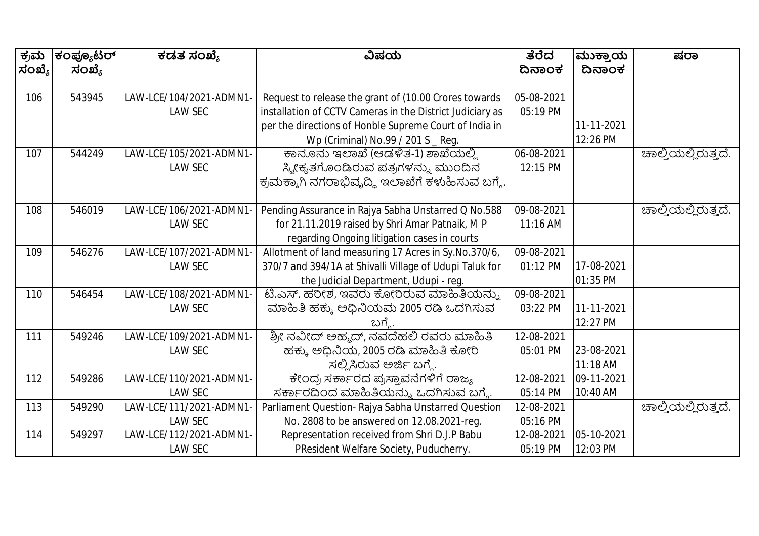| ಕ್ರಮ ಸಂಖ್ಯೆ | ಕಂಪ್ಯೂಟರ್ ಸಂಖ್ಯೆ | ಕಡತ ಸಂಖ್ಯೆ | ವಿಷಯ | ತೆರೆದ ದಿನಾಂಕ | ಮುಕ್ತಾಯ ದಿನಾಂಕ | ಷರಾ |
|---|---|---|---|---|---|---|
| 106 | 543945 | LAW-LCE/104/2021-ADMN1-LAW SEC | Request to release the grant of (10.00 Crores towards installation of CCTV Cameras in the District Judiciary as per the directions of Honble Supreme Court of India in Wp (Criminal) No.99 / 201 S _ Reg. | 05-08-2021 05:19 PM | 11-11-2021 12:26 PM | |
| 107 | 544249 | LAW-LCE/105/2021-ADMN1-LAW SEC | ಕಾನೂನು ಇಲಾಖೆ (ಆಡಳಿತ-1) ಶಾಖೆಯಲ್ಲಿ ಸ್ವೀಕೃತಗೊಂಡಿರುವ ಪತ್ರಗಳನ್ನು ಮುಂದಿನ ಕ್ರಮಕ್ಕಾಗಿ ನಗರಾಭಿವೃದ್ಧಿ ಇಲಾಖೆಗೆ ಕಳುಹಿಸುವ ಬಗ್ಗೆ. | 06-08-2021 12:15 PM | | ಚಾಲ್ತಿಯಲ್ಲಿರುತ್ತದೆ. |
| 108 | 546019 | LAW-LCE/106/2021-ADMN1-LAW SEC | Pending Assurance in Rajya Sabha Unstarred Q No.588 for 21.11.2019 raised by Shri Amar Patnaik, M P regarding Ongoing litigation cases in courts | 09-08-2021 11:16 AM | | ಚಾಲ್ತಿಯಲ್ಲಿರುತ್ತದೆ. |
| 109 | 546276 | LAW-LCE/107/2021-ADMN1-LAW SEC | Allotment of land measuring 17 Acres in Sy.No.370/6, 370/7 and 394/1A at Shivalli Village of Udupi Taluk for the Judicial Department, Udupi - reg. | 09-08-2021 01:12 PM | 17-08-2021 01:35 PM | |
| 110 | 546454 | LAW-LCE/108/2021-ADMN1-LAW SEC | ಟಿ.ಎಸ್. ಹರೀಶ, ಇವರು ಕೋರಿರುವ ಮಾಹಿತಿಯನ್ನು ಮಾಹಿತಿ ಹಕ್ಕು ಅಧಿನಿಯಮ 2005 ರಡಿ ಒದಗಿಸುವ ಬಗ್ಗೆ. | 09-08-2021 03:22 PM | 11-11-2021 12:27 PM | |
| 111 | 549246 | LAW-LCE/109/2021-ADMN1-LAW SEC | ಶ್ರೀ ನವೀದ್ ಅಹ್ಮದ್, ನವದೆಹಲಿ ರವರು ಮಾಹಿತಿ ಹಕ್ಕು ಅಧಿನಿಯ, 2005 ರಡಿ ಮಾಹಿತಿ ಕೋರಿ ಸಲ್ಲಿಸಿರುವ ಅರ್ಜಿ ಬಗ್ಗೆ. | 12-08-2021 05:01 PM | 23-08-2021 11:18 AM | |
| 112 | 549286 | LAW-LCE/110/2021-ADMN1-LAW SEC | ಕೇಂದ್ರ ಸರ್ಕಾರದ ಪ್ರಸ್ತಾವನೆಗಳಿಗೆ ರಾಜ್ಯ ಸರ್ಕಾರದಿಂದ ಮಾಹಿತಿಯನ್ನು ಒದಗಿಸುವ ಬಗ್ಗೆ. | 12-08-2021 05:14 PM | 09-11-2021 10:40 AM | |
| 113 | 549290 | LAW-LCE/111/2021-ADMN1-LAW SEC | Parliament Question- Rajya Sabha Unstarred Question No. 2808 to be answered on 12.08.2021-reg. | 12-08-2021 05:16 PM | | ಚಾಲ್ತಿಯಲ್ಲಿರುತ್ತದೆ. |
| 114 | 549297 | LAW-LCE/112/2021-ADMN1-LAW SEC | Representation received from Shri D.J.P Babu PResident Welfare Society, Puducherry. | 12-08-2021 05:19 PM | 05-10-2021 12:03 PM | |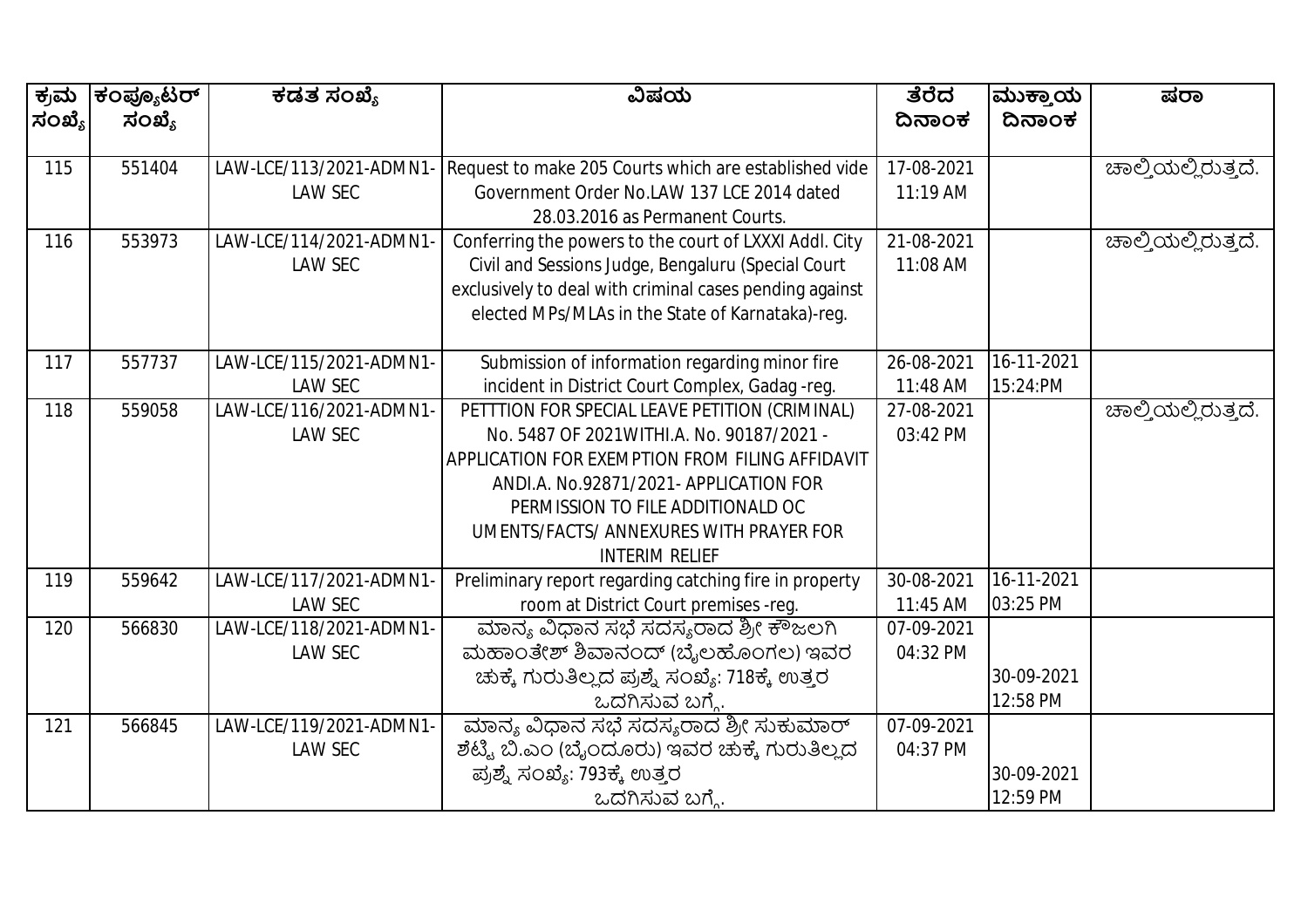| ಕ್ರಮ ಸಂಖ್ಯೆ | ಕಂಪ್ಯೂಟರ್ ಸಂಖ್ಯೆ | ಕಡತ ಸಂಖ್ಯೆ | ವಿಷಯ | ತೆರೆದ ದಿನಾಂಕ | ಮುಕ್ತಾಯ ದಿನಾಂಕ | ಷರಾ |
|---|---|---|---|---|---|---|
| 115 | 551404 | LAW-LCE/113/2021-ADMN1-LAW SEC | Request to make 205 Courts which are established vide Government Order No.LAW 137 LCE 2014 dated 28.03.2016 as Permanent Courts. | 17-08-2021 11:19 AM | | ಚಾಲ್ತಿಯಲ್ಲಿರುತ್ತದೆ. |
| 116 | 553973 | LAW-LCE/114/2021-ADMN1-LAW SEC | Conferring the powers to the court of LXXXI Addl. City Civil and Sessions Judge, Bengaluru (Special Court exclusively to deal with criminal cases pending against elected MPs/MLAs in the State of Karnataka)-reg. | 21-08-2021 11:08 AM | | ಚಾಲ್ತಿಯಲ್ಲಿರುತ್ತದೆ. |
| 117 | 557737 | LAW-LCE/115/2021-ADMN1-LAW SEC | Submission of information regarding minor fire incident in District Court Complex, Gadag -reg. | 26-08-2021 11:48 AM | 16-11-2021 15:24:PM | |
| 118 | 559058 | LAW-LCE/116/2021-ADMN1-LAW SEC | PETTTION FOR SPECIAL LEAVE PETITION (CRIMINAL) No. 5487 OF 2021WITHI.A. No. 90187/2021 - APPLICATION FOR EXEMPTION FROM FILING AFFIDAVIT ANDI.A. No.92871/2021- APPLICATION FOR PERMISSION TO FILE ADDITIONALD OC UMENTS/FACTS/ ANNEXURES WITH PRAYER FOR INTERIM RELIEF | 27-08-2021 03:42 PM | | ಚಾಲ್ತಿಯಲ್ಲಿರುತ್ತದೆ. |
| 119 | 559642 | LAW-LCE/117/2021-ADMN1-LAW SEC | Preliminary report regarding catching fire in property room at District Court premises -reg. | 30-08-2021 11:45 AM | 16-11-2021 03:25 PM | |
| 120 | 566830 | LAW-LCE/118/2021-ADMN1-LAW SEC | ಮಾನ್ಯ ವಿಧಾನ ಸಭೆ ಸದಸ್ಯರಾದ ಶ್ರೀ ಕೌಜಲಗಿ ಮಹಾಂತೇಶ್ ಶಿವಾನಂದ್ (ಬೈಲಹೊಂಗಲ) ಇವರ ಚುಕ್ಕೆ ಗುರುತಿಲ್ಲದ ಪ್ರಶ್ನೆ ಸಂಖ್ಯೆ: 718ಕ್ಕೆ ಉತ್ತರ ಒದಗಿಸುವ ಬಗ್ಗೆ. | 07-09-2021 04:32 PM | 30-09-2021 12:58 PM | |
| 121 | 566845 | LAW-LCE/119/2021-ADMN1-LAW SEC | ಮಾನ್ಯ ವಿಧಾನ ಸಭೆ ಸದಸ್ಯರಾದ ಶ್ರೀ ಸುಕುಮಾರ್ ಶೆಟ್ಟಿ ಬಿ.ಎಂ (ಬೈಂದೂರು) ಇವರ ಚುಕ್ಕೆ ಗುರುತಿಲ್ಲದ ಪ್ರಶ್ನೆ ಸಂಖ್ಯೆ: 793ಕ್ಕೆ ಉತ್ತರ ಒದಗಿಸುವ ಬಗ್ಗೆ. | 07-09-2021 04:37 PM | 30-09-2021 12:59 PM | |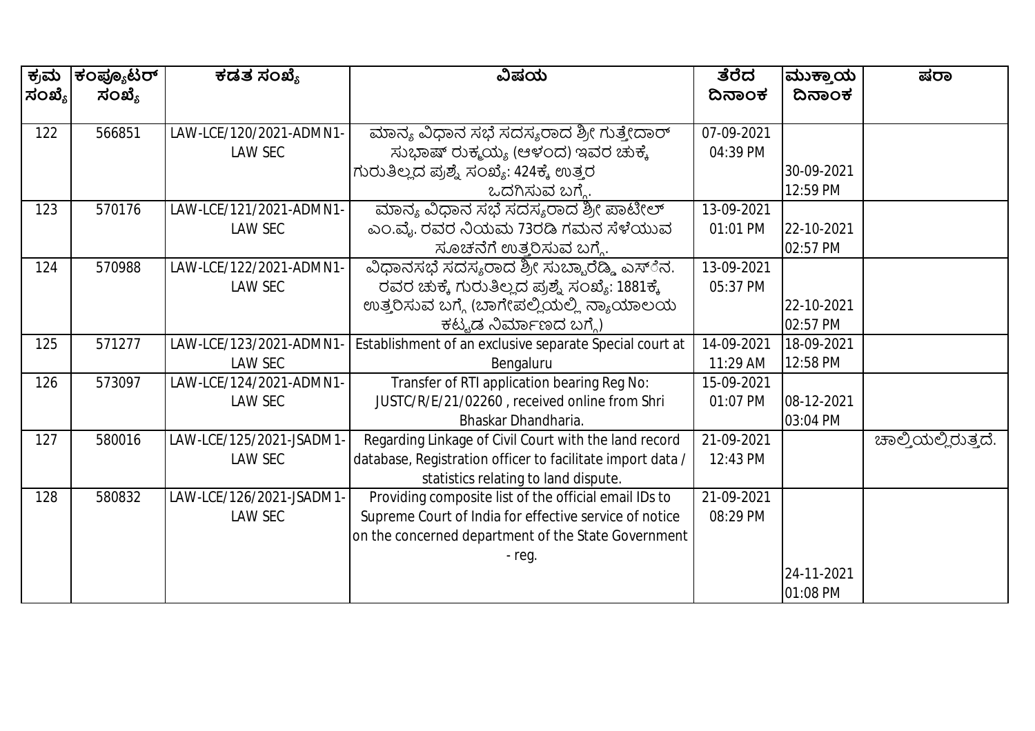| ಕ್ರಮ ಸಂಖ್ಯೆ | ಕಂಪ್ಯೂಟರ್ ಸಂಖ್ಯೆ | ಕಡತ ಸಂಖ್ಯೆ | ವಿಷಯ | ತೆರೆದ ದಿನಾಂಕ | ಮುಕ್ತಾಯ ದಿನಾಂಕ | ಷರಾ |
|---|---|---|---|---|---|---|
| 122 | 566851 | LAW-LCE/120/2021-ADMN1-LAW SEC | ಮಾನ್ಯ ವಿಧಾನ ಸಭೆ ಸದಸ್ಯರಾದ ಶ್ರೀ ಗುತ್ತೇದಾರ್ ಸುಭಾಷ್ ರುಕ್ಮಯ್ಯ (ಆಳಂದ) ಇವರ ಚುಕ್ಕೆ ಗುರುತಿಲ್ಲದ ಪ್ರಶ್ನೆ ಸಂಖ್ಯೆ: 424ಕ್ಕೆ ಉತ್ತರ ಒದಗಿಸುವ ಬಗ್ಗೆ. | 07-09-2021 04:39 PM | 30-09-2021 12:59 PM | |
| 123 | 570176 | LAW-LCE/121/2021-ADMN1-LAW SEC | ಮಾನ್ಯ ವಿಧಾನ ಸಭೆ ಸದಸ್ಯರಾದ ಶ್ರೀ ಪಾಟೀಲ್ ಎಂ.ವೈ. ರವರ ನಿಯಮ 73ರಡಿ ಗಮನ ಸೆಳೆಯುವ ಸೂಚನೆಗೆ ಉತ್ತರಿಸುವ ಬಗ್ಗೆ. | 13-09-2021 01:01 PM | 22-10-2021 02:57 PM | |
| 124 | 570988 | LAW-LCE/122/2021-ADMN1-LAW SEC | ವಿಧಾನಸಭೆ ಸದಸ್ಯರಾದ ಶ್ರೀ ಸುಬ್ಬಾರೆಡ್ಡಿ ಎಸ್.ಎನ್. ರವರ ಚುಕ್ಕೆ ಗುರುತಿಲ್ಲದ ಪ್ರಶ್ನೆ ಸಂಖ್ಯೆ: 1881ಕ್ಕೆ ಉತ್ತರಿಸುವ ಬಗ್ಗೆ (ಬಾಗೇಪಲ್ಲಿಯಲ್ಲಿ ನ್ಯಾಯಾಲಯ ಕಟ್ಟಡ ನಿರ್ಮಾಣದ ಬಗ್ಗೆ) | 13-09-2021 05:37 PM | 22-10-2021 02:57 PM | |
| 125 | 571277 | LAW-LCE/123/2021-ADMN1-LAW SEC | Establishment of an exclusive separate Special court at Bengaluru | 14-09-2021 11:29 AM | 18-09-2021 12:58 PM | |
| 126 | 573097 | LAW-LCE/124/2021-ADMN1-LAW SEC | Transfer of RTI application bearing Reg No: JUSTC/R/E/21/02260 , received online from Shri Bhaskar Dhandharia. | 15-09-2021 01:07 PM | 08-12-2021 03:04 PM | |
| 127 | 580016 | LAW-LCE/125/2021-JSADM1-LAW SEC | Regarding Linkage of Civil Court with the land record database, Registration officer to facilitate import data / statistics relating to land dispute. | 21-09-2021 12:43 PM | | ಚಾಲ್ತಿಯಲ್ಲಿರುತ್ತದೆ. |
| 128 | 580832 | LAW-LCE/126/2021-JSADM1-LAW SEC | Providing composite list of the official email IDs to Supreme Court of India for effective service of notice on the concerned department of the State Government - reg. | 21-09-2021 08:29 PM | 24-11-2021 01:08 PM | |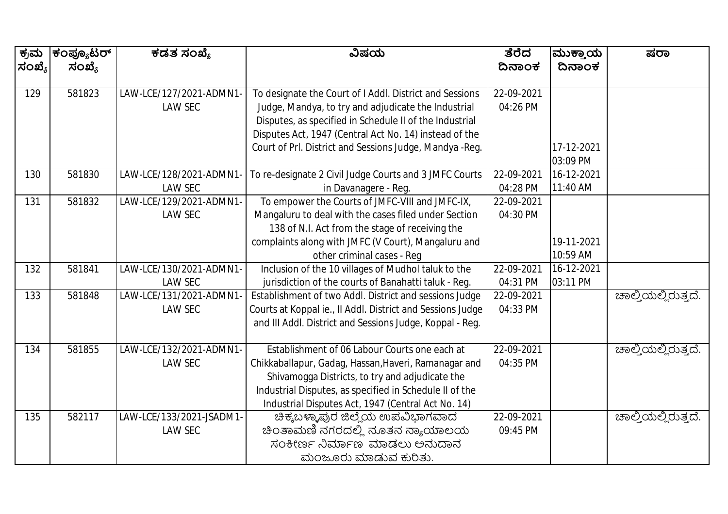| ಕ್ರಮ ಸಂಖ್ಯೆ | ಕಂಪ್ಯೂಟರ್ ಸಂಖ್ಯೆ | ಕಡತ ಸಂಖ್ಯೆ | ವಿಷಯ | ತೆರೆದ ದಿನಾಂಕ | ಮುಕ್ತಾಯ ದಿನಾಂಕ | ಷರಾ |
|---|---|---|---|---|---|---|
| 129 | 581823 | LAW-LCE/127/2021-ADMN1-LAW SEC | To designate the Court of I Addl. District and Sessions Judge, Mandya, to try and adjudicate the Industrial Disputes, as specified in Schedule II of the Industrial Disputes Act, 1947 (Central Act No. 14) instead of the Court of Prl. District and Sessions Judge, Mandya -Reg. | 22-09-2021 04:26 PM | 17-12-2021 03:09 PM | |
| 130 | 581830 | LAW-LCE/128/2021-ADMN1-LAW SEC | To re-designate 2 Civil Judge Courts and 3 JMFC Courts in Davanagere - Reg. | 22-09-2021 04:28 PM | 16-12-2021 11:40 AM | |
| 131 | 581832 | LAW-LCE/129/2021-ADMN1-LAW SEC | To empower the Courts of JMFC-VIII and JMFC-IX, Mangaluru to deal with the cases filed under Section 138 of N.I. Act from the stage of receiving the complaints along with JMFC (V Court), Mangaluru and other criminal cases - Reg | 22-09-2021 04:30 PM | 19-11-2021 10:59 AM | |
| 132 | 581841 | LAW-LCE/130/2021-ADMN1-LAW SEC | Inclusion of the 10 villages of Mudhol taluk to the jurisdiction of the courts of Banahatti taluk - Reg. | 22-09-2021 04:31 PM | 16-12-2021 03:11 PM | |
| 133 | 581848 | LAW-LCE/131/2021-ADMN1-LAW SEC | Establishment of two Addl. District and sessions Judge Courts at Koppal ie., II Addl. District and Sessions Judge and III Addl. District and Sessions Judge, Koppal - Reg. | 22-09-2021 04:33 PM | | ಚಾಲ್ತಿಯಲ್ಲಿರುತ್ತದೆ. |
| 134 | 581855 | LAW-LCE/132/2021-ADMN1-LAW SEC | Establishment of 06 Labour Courts one each at Chikkaballapur, Gadag, Hassan,Haveri, Ramanagar and Shivamogga Districts, to try and adjudicate the Industrial Disputes, as specified in Schedule II of the Industrial Disputes Act, 1947 (Central Act No. 14) | 22-09-2021 04:35 PM | | ಚಾಲ್ತಿಯಲ್ಲಿರುತ್ತದೆ. |
| 135 | 582117 | LAW-LCE/133/2021-JSADM1-LAW SEC | ಚಿಕ್ಕಬಳ್ಳಾಪುರ ಜಿಲ್ಲೆಯ ಉಪವಿಭಾಗವಾದ ಚಿಂತಾಮಣಿ ನಗರದಲ್ಲಿ ನೂತನ ನ್ಯಾಯಾಲಯ ಸಂಕೀರ್ಣ ನಿರ್ಮಾಣ ಮಾಡಲು ಅನುದಾನ ಮಂಜೂರು ಮಾಡುವ ಕುರಿತು. | 22-09-2021 09:45 PM | | ಚಾಲ್ತಿಯಲ್ಲಿರುತ್ತದೆ. |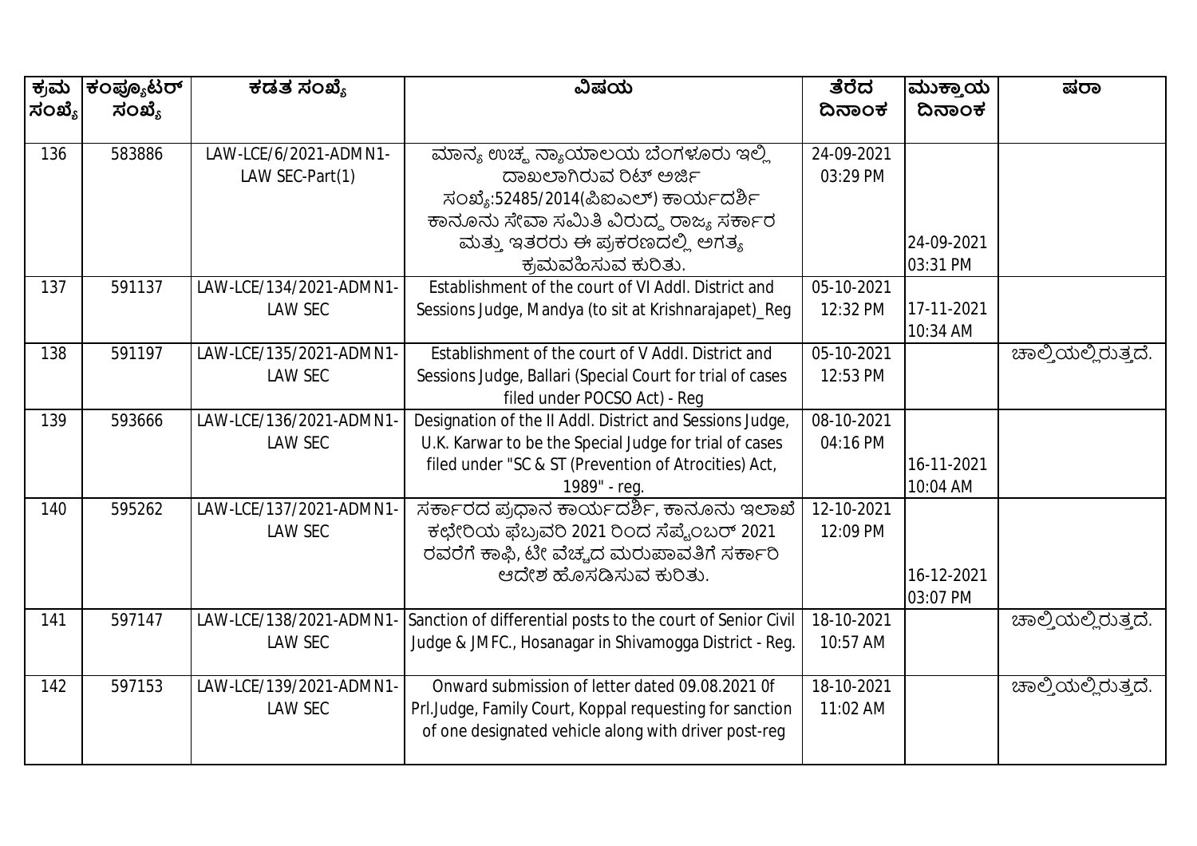| ಕ್ರಮ ಸಂಖ್ಯೆ | ಕಂಪ್ಯೂಟರ್ ಸಂಖ್ಯೆ | ಕಡತ ಸಂಖ್ಯೆ | ವಿಷಯ | ತೆರೆದ ದಿನಾಂಕ | ಮುಕ್ತಾಯ ದಿನಾಂಕ | ಷರಾ |
|---|---|---|---|---|---|---|
| 136 | 583886 | LAW-LCE/6/2021-ADMN1-LAW SEC-Part(1) | ಮಾನ್ಯ ಉಚ್ಚ ನ್ಯಾಯಾಲಯ ಬೆಂಗಳೂರು ಇಲ್ಲಿ ದಾಖಲಾಗಿರುವ ರಿಟ್ ಅರ್ಜಿ ಸಂಖ್ಯೆ:52485/2014(ಪಿಐಎಲ್) ಕಾರ್ಯದರ್ಶಿ ಕಾನೂನು ಸೇವಾ ಸಮಿತಿ ವಿರುದ್ಧ ರಾಜ್ಯ ಸರ್ಕಾರ ಮತ್ತು ಇತರರು ಈ ಪ್ರಕರಣದಲ್ಲಿ ಅಗತ್ಯ ಕ್ರಮವಹಿಸುವ ಕುರಿತು. | 24-09-2021 03:29 PM | 24-09-2021 03:31 PM | |
| 137 | 591137 | LAW-LCE/134/2021-ADMN1-LAW SEC | Establishment of the court of VI Addl. District and Sessions Judge, Mandya (to sit at Krishnarajapet)_Reg | 05-10-2021 12:32 PM | 17-11-2021 10:34 AM | |
| 138 | 591197 | LAW-LCE/135/2021-ADMN1-LAW SEC | Establishment of the court of V Addl. District and Sessions Judge, Ballari (Special Court for trial of cases filed under POCSO Act) - Reg | 05-10-2021 12:53 PM | | ಚಾಲ್ತಿಯಲ್ಲಿರುತ್ತದೆ. |
| 139 | 593666 | LAW-LCE/136/2021-ADMN1-LAW SEC | Designation of the II Addl. District and Sessions Judge, U.K. Karwar to be the Special Judge for trial of cases filed under "SC & ST (Prevention of Atrocities) Act, 1989" - reg. | 08-10-2021 04:16 PM | 16-11-2021 10:04 AM | |
| 140 | 595262 | LAW-LCE/137/2021-ADMN1-LAW SEC | ಸರ್ಕಾರದ ಪ್ರಧಾನ ಕಾರ್ಯದರ್ಶಿ, ಕಾನೂನು ಇಲಾಖೆ ಕಛೇರಿಯ ಫೆಬ್ರುವರಿ 2021 ರಿಂದ ಸೆಪ್ಟೆಂಬರ್ 2021 ರವರೆಗೆ ಕಾಫಿ, ಟೀ ವೆಚ್ಚದ ಮರುಪಾವತಿಗೆ ಸರ್ಕಾರಿ ಆದೇಶ ಹೊಸಡಿಸುವ ಕುರಿತು. | 12-10-2021 12:09 PM | 16-12-2021 03:07 PM | |
| 141 | 597147 | LAW-LCE/138/2021-ADMN1-LAW SEC | Sanction of differential posts to the court of Senior Civil Judge & JMFC., Hosanagar in Shivamogga District - Reg. | 18-10-2021 10:57 AM | | ಚಾಲ್ತಿಯಲ್ಲಿರುತ್ತದೆ. |
| 142 | 597153 | LAW-LCE/139/2021-ADMN1-LAW SEC | Onward submission of letter dated 09.08.2021 0f Prl.Judge, Family Court, Koppal requesting for sanction of one designated vehicle along with driver post-reg | 18-10-2021 11:02 AM | | ಚಾಲ್ತಿಯಲ್ಲಿರುತ್ತದೆ. |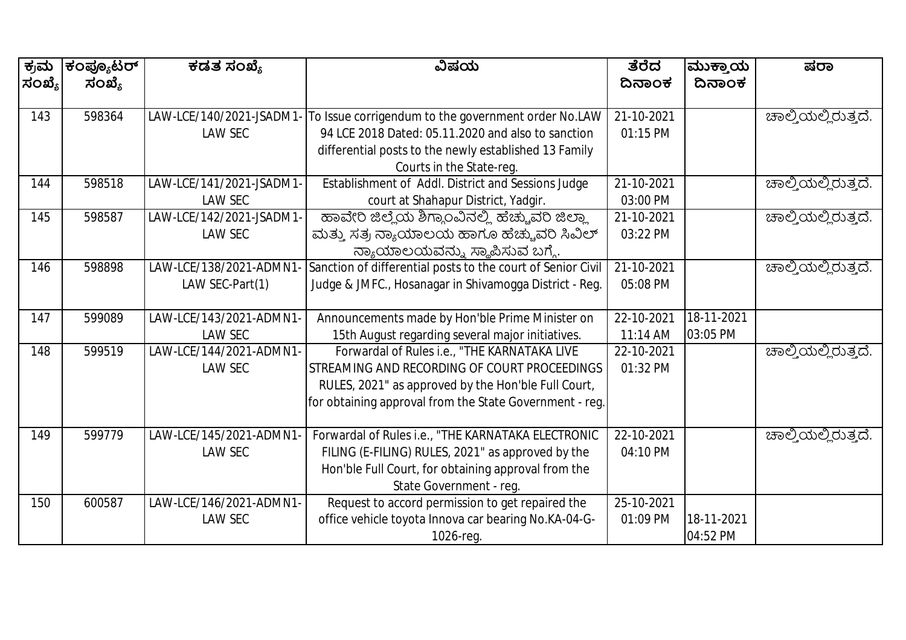| ಕ್ರಮ ಸಂಖ್ಯೆ | ಕಂಪ್ಯೂಟರ್ ಸಂಖ್ಯೆ | ಕಡತ ಸಂಖ್ಯೆ | ವಿಷಯ | ತೆರೆದ ದಿನಾಂಕ | ಮುಕ್ತಾಯ ದಿನಾಂಕ | ಷರಾ |
|---|---|---|---|---|---|---|
| 143 | 598364 | LAW-LCE/140/2021-JSADM1-LAW SEC | To Issue corrigendum to the government order No.LAW 94 LCE 2018 Dated: 05.11.2020 and also to sanction differential posts to the newly established 13 Family Courts in the State-reg. | 21-10-2021 01:15 PM | | ಚಾಲ್ತಿಯಲ್ಲಿರುತ್ತದೆ. |
| 144 | 598518 | LAW-LCE/141/2021-JSADM1-LAW SEC | Establishment of Addl. District and Sessions Judge court at Shahapur District, Yadgir. | 21-10-2021 03:00 PM | | ಚಾಲ್ತಿಯಲ್ಲಿರುತ್ತದೆ. |
| 145 | 598587 | LAW-LCE/142/2021-JSADM1-LAW SEC | ಹಾವೇರಿ ಜಿಲ್ಲೆಯ ಶಿಗ್ಗಾಂವಿನಲ್ಲಿ ಹೆಚ್ಚುವರಿ ಜಿಲ್ಲಾ ಮತ್ತು ಸತ್ರ ನ್ಯಾಯಾಲಯ ಹಾಗೂ ಹೆಚ್ಚುವರಿ ಸಿವಿಲ್ ನ್ಯಾಯಾಲಯವನ್ನು ಸ್ಥಾಪಿಸುವ ಬಗ್ಗೆ. | 21-10-2021 03:22 PM | | ಚಾಲ್ತಿಯಲ್ಲಿರುತ್ತದೆ. |
| 146 | 598898 | LAW-LCE/138/2021-ADMN1-LAW SEC-Part(1) | Sanction of differential posts to the court of Senior Civil Judge & JMFC., Hosanagar in Shivamogga District - Reg. | 21-10-2021 05:08 PM | | ಚಾಲ್ತಿಯಲ್ಲಿರುತ್ತದೆ. |
| 147 | 599089 | LAW-LCE/143/2021-ADMN1-LAW SEC | Announcements made by Hon'ble Prime Minister on 15th August regarding several major initiatives. | 22-10-2021 11:14 AM | 18-11-2021 03:05 PM | |
| 148 | 599519 | LAW-LCE/144/2021-ADMN1-LAW SEC | Forwardal of Rules i.e., "THE KARNATAKA LIVE STREAMING AND RECORDING OF COURT PROCEEDINGS RULES, 2021" as approved by the Hon'ble Full Court, for obtaining approval from the State Government - reg. | 22-10-2021 01:32 PM | | ಚಾಲ್ತಿಯಲ್ಲಿರುತ್ತದೆ. |
| 149 | 599779 | LAW-LCE/145/2021-ADMN1-LAW SEC | Forwardal of Rules i.e., "THE KARNATAKA ELECTRONIC FILING (E-FILING) RULES, 2021" as approved by the Hon'ble Full Court, for obtaining approval from the State Government - reg. | 22-10-2021 04:10 PM | | ಚಾಲ್ತಿಯಲ್ಲಿರುತ್ತದೆ. |
| 150 | 600587 | LAW-LCE/146/2021-ADMN1-LAW SEC | Request to accord permission to get repaired the office vehicle toyota Innova car bearing No.KA-04-G-1026-reg. | 25-10-2021 01:09 PM | 18-11-2021 04:52 PM | |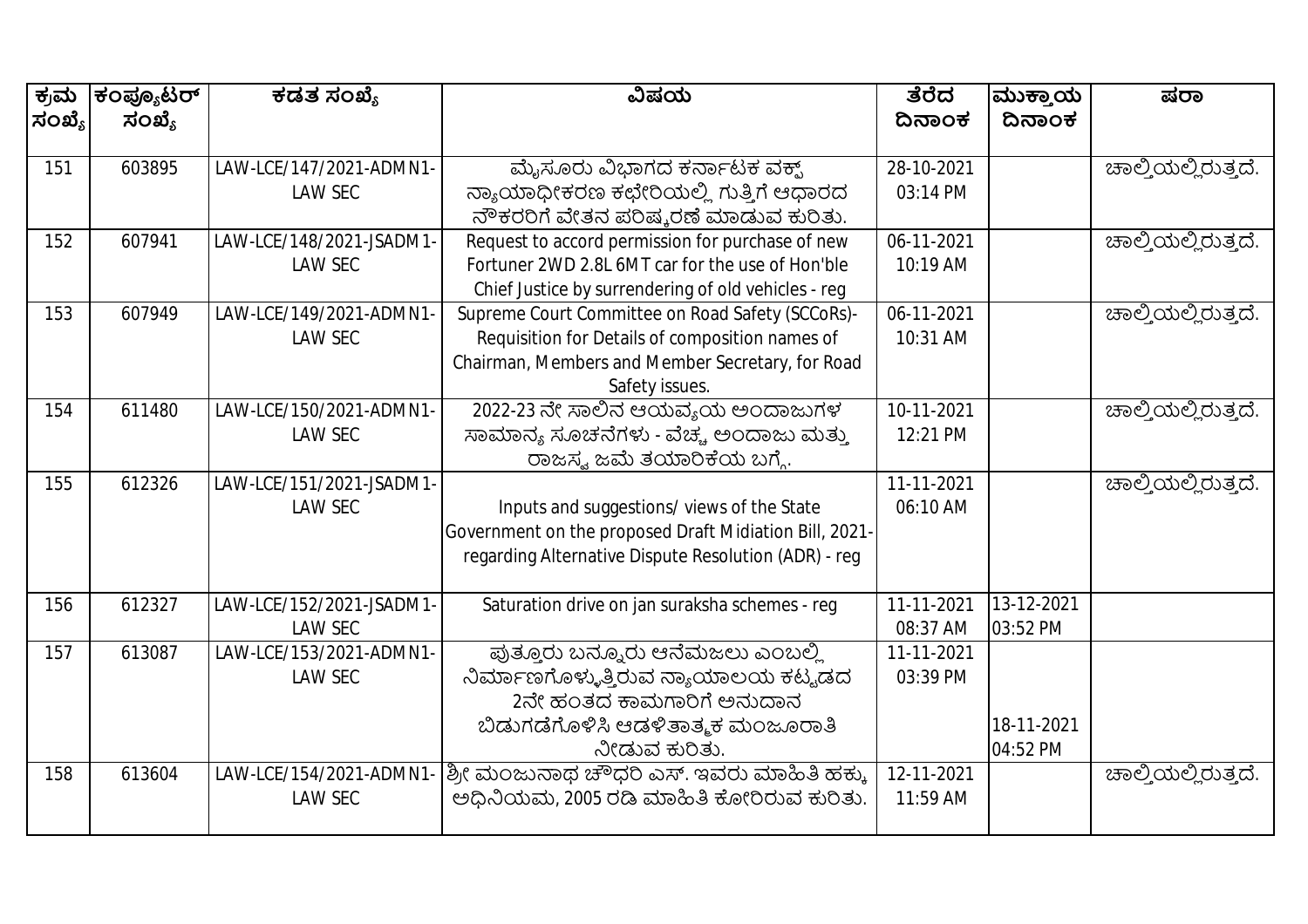| ಕ್ರಮ ಸಂಖ್ಯೆ | ಕಂಪ್ಯೂಟರ್ ಸಂಖ್ಯೆ | ಕಡತ ಸಂಖ್ಯೆ | ವಿಷಯ | ತೆರೆದ ದಿನಾಂಕ | ಮುಕ್ತಾಯ ದಿನಾಂಕ | ಷರಾ |
|---|---|---|---|---|---|---|
| 151 | 603895 | LAW-LCE/147/2021-ADMN1-LAW SEC | ಮೈಸೂರು ವಿಭಾಗದ ಕರ್ನಾಟಕ ವಕ್ಫ್ ನ್ಯಾಯಾಧೀಕರಣ ಕಛೇರಿಯಲ್ಲಿ ಗುತ್ತಿಗೆ ಆಧಾರದ ನೌಕರರಿಗೆ ವೇತನ ಪರಿಷ್ಕರಣೆ ಮಾಡುವ ಕುರಿತು. | 28-10-2021 03:14 PM | | ಚಾಲ್ತಿಯಲ್ಲಿರುತ್ತದೆ. |
| 152 | 607941 | LAW-LCE/148/2021-JSADM1-LAW SEC | Request to accord permission for purchase of new Fortuner 2WD 2.8L 6MT car for the use of Hon'ble Chief Justice by surrendering of old vehicles - reg | 06-11-2021 10:19 AM | | ಚಾಲ್ತಿಯಲ್ಲಿರುತ್ತದೆ. |
| 153 | 607949 | LAW-LCE/149/2021-ADMN1-LAW SEC | Supreme Court Committee on Road Safety (SCCoRs)- Requisition for Details of composition names of Chairman, Members and Member Secretary, for Road Safety issues. | 06-11-2021 10:31 AM | | ಚಾಲ್ತಿಯಲ್ಲಿರುತ್ತದೆ. |
| 154 | 611480 | LAW-LCE/150/2021-ADMN1-LAW SEC | 2022-23 ನೇ ಸಾಲಿನ ಆಯವ್ಯಯ ಅಂದಾಜುಗಳ ಸಾಮಾನ್ಯ ಸೂಚನೆಗಳು - ವೆಚ್ಚ ಅಂದಾಜು ಮತ್ತು ರಾಜಸ್ವ ಜಮೆ ತಯಾರಿಕೆಯ ಬಗ್ಗೆ. | 10-11-2021 12:21 PM | | ಚಾಲ್ತಿಯಲ್ಲಿರುತ್ತದೆ. |
| 155 | 612326 | LAW-LCE/151/2021-JSADM1-LAW SEC | Inputs and suggestions/ views of the State Government on the proposed Draft Midiation Bill, 2021-regarding Alternative Dispute Resolution (ADR) - reg | 11-11-2021 06:10 AM | | ಚಾಲ್ತಿಯಲ್ಲಿರುತ್ತದೆ. |
| 156 | 612327 | LAW-LCE/152/2021-JSADM1-LAW SEC | Saturation drive on jan suraksha schemes - reg | 11-11-2021 08:37 AM | 13-12-2021 03:52 PM | |
| 157 | 613087 | LAW-LCE/153/2021-ADMN1-LAW SEC | ಪುತ್ತೂರು ಬನ್ನೂರು ಆನೆಮಜಲು ಎಂಬಲ್ಲಿ ನಿರ್ಮಾಣಗೊಳ್ಳುತ್ತಿರುವ ನ್ಯಾಯಾಲಯ ಕಟ್ಟಡದ 2ನೇ ಹಂತದ ಕಾಮಗಾರಿಗೆ ಅನುದಾನ ಬಿಡುಗಡೆಗೊಳಿಸಿ ಆಡಳಿತಾತ್ಮಕ ಮಂಜೂರಾತಿ ನೀಡುವ ಕುರಿತು. | 11-11-2021 03:39 PM | 18-11-2021 04:52 PM | |
| 158 | 613604 | LAW-LCE/154/2021-ADMN1-LAW SEC | ಶ್ರೀ ಮಂಜುನಾಥ ಚೌಧರಿ ಎಸ್. ಇವರು ಮಾಹಿತಿ ಹಕ್ಕು ಅಧಿನಿಯಮ, 2005 ರಡಿ ಮಾಹಿತಿ ಕೋರಿರುವ ಕುರಿತು. | 12-11-2021 11:59 AM | | ಚಾಲ್ತಿಯಲ್ಲಿರುತ್ತದೆ. |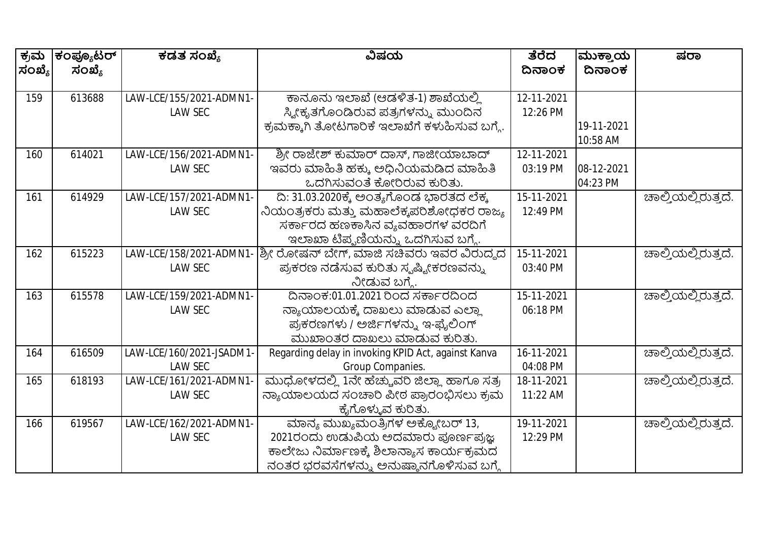| ಕ್ರಮ ಸಂಖ್ಯೆ | ಕಂಪ್ಯೂಟರ್ ಸಂಖ್ಯೆ | ಕಡತ ಸಂಖ್ಯೆ | ವಿಷಯ | ತೆರೆದ ದಿನಾಂಕ | ಮುಕ್ತಾಯ ದಿನಾಂಕ | ಷರಾ |
|---|---|---|---|---|---|---|
| 159 | 613688 | LAW-LCE/155/2021-ADMN1-LAW SEC | ಕಾನೂನು ಇಲಾಖೆ (ಆಡಳಿತ-1) ಶಾಖೆಯಲ್ಲಿ ಸ್ವೀಕೃತಗೊಂಡಿರುವ ಪತ್ರಗಳನ್ನು ಮುಂದಿನ ಕ್ರಮಕ್ಕಾಗಿ ತೋಟಗಾರಿಕೆ ಇಲಾಖೆಗೆ ಕಳುಹಿಸುವ ಬಗ್ಗೆ. | 12-11-2021 12:26 PM | 19-11-2021 10:58 AM | |
| 160 | 614021 | LAW-LCE/156/2021-ADMN1-LAW SEC | ಶ್ರೀ ರಾಜೇಶ್ ಕುಮಾರ್ ದಾಸ್, ಗಾಜೀಯಾಬಾದ್ ಇವರು ಮಾಹಿತಿ ಹಕ್ಕು ಅಧಿನಿಯಮಡಿದ ಮಾಹಿತಿ ಒದಗಿಸುವಂತೆ ಕೋರಿರುವ ಕುರಿತು. | 12-11-2021 03:19 PM | 08-12-2021 04:23 PM | |
| 161 | 614929 | LAW-LCE/157/2021-ADMN1-LAW SEC | ದಿ: 31.03.2020ಕ್ಕೆ ಅಂತ್ಯಗೊಂಡ ಭಾರತದ ಲೆಕ್ಕ ನಿಯಂತ್ರಕರು ಮತ್ತು ಮಹಾಲೆಕ್ಕಪರಿಶೋಧಕರ ರಾಜ್ಯ ಸರ್ಕಾರದ ಹಣಕಾಸಿನ ವ್ಯವಹಾರಗಳ ವರದಿಗೆ ಇಲಾಖಾ ಟಿಪ್ಪಣಿಯನ್ನು ಒದಗಿಸುವ ಬಗ್ಗೆ. | 15-11-2021 12:49 PM | | ಚಾಲ್ತಿಯಲ್ಲಿರುತ್ತದೆ. |
| 162 | 615223 | LAW-LCE/158/2021-ADMN1-LAW SEC | ಶ್ರೀ ರೋಷನ್ ಬೇಗ್, ಮಾಜಿ ಸಚಿವರು ಇವರ ವಿರುದ್ಧದ ಪ್ರಕರಣ ನಡೆಸುವ ಕುರಿತು ಸ್ಪಷ್ಟೀಕರಣವನ್ನು ನೀಡುವ ಬಗ್ಗೆ. | 15-11-2021 03:40 PM | | ಚಾಲ್ತಿಯಲ್ಲಿರುತ್ತದೆ. |
| 163 | 615578 | LAW-LCE/159/2021-ADMN1-LAW SEC | ದಿನಾಂಕ:01.01.2021 ರಿಂದ ಸರ್ಕಾರದಿಂದ ನ್ಯಾಯಾಲಯಕ್ಕೆ ದಾಖಲು ಮಾಡುವ ಎಲ್ಲಾ ಪ್ರಕರಣಗಳು / ಅರ್ಜಿಗಳನ್ನು ಇ-ಫೈಲಿಂಗ್ ಮುಖಾಂತರ ದಾಖಲು ಮಾಡುವ ಕುರಿತು. | 15-11-2021 06:18 PM | | ಚಾಲ್ತಿಯಲ್ಲಿರುತ್ತದೆ. |
| 164 | 616509 | LAW-LCE/160/2021-JSADM1-LAW SEC | Regarding delay in invoking KPID Act, against Kanva Group Companies. | 16-11-2021 04:08 PM | | ಚಾಲ್ತಿಯಲ್ಲಿರುತ್ತದೆ. |
| 165 | 618193 | LAW-LCE/161/2021-ADMN1-LAW SEC | ಮುಧೋಳದಲ್ಲಿ 1ನೇ ಹೆಚ್ಚುವರಿ ಜಿಲ್ಲಾ ಹಾಗೂ ಸತ್ರ ನ್ಯಾಯಾಲಯದ ಸಂಚಾರಿ ಪೀಠ ಪ್ರಾರಂಭಿಸಲು ಕ್ರಮ ಕೈಗೊಳ್ಳುವ ಕುರಿತು. | 18-11-2021 11:22 AM | | ಚಾಲ್ತಿಯಲ್ಲಿರುತ್ತದೆ. |
| 166 | 619567 | LAW-LCE/162/2021-ADMN1-LAW SEC | ಮಾನ್ಯ ಮುಖ್ಯಮಂತ್ರಿಗಳ ಅಕ್ಟೋಬರ್ 13, 2021ರಂದು ಉಡುಪಿಯ ಅದಮಾರು ಪೂರ್ಣಪ್ರಜ್ಞ ಕಾಲೇಜು ನಿರ್ಮಾಣಕ್ಕೆ ಶಿಲಾನ್ಯಾಸ ಕಾರ್ಯಕ್ರಮದ ನಂತರ ಭರವಸೆಗಳನ್ನು ಅನುಷ್ಠಾನಗೊಳಿಸುವ ಬಗ್ಗೆ | 19-11-2021 12:29 PM | | ಚಾಲ್ತಿಯಲ್ಲಿರುತ್ತದೆ. |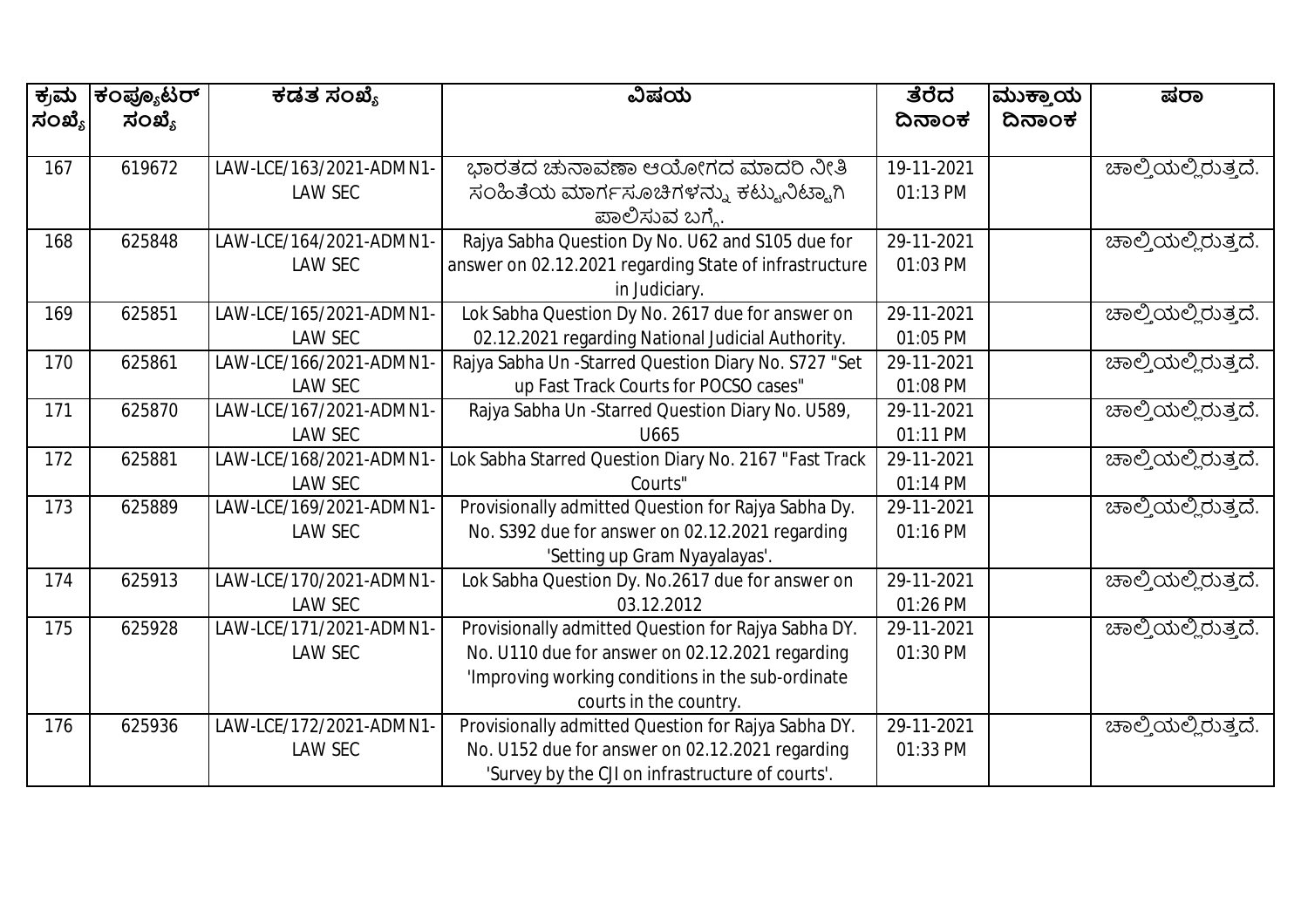| ಕ್ರಮ ಸಂಖ್ಯೆ | ಕಂಪ್ಯೂಟರ್ ಸಂಖ್ಯೆ | ಕಡತ ಸಂಖ್ಯೆ | ವಿಷಯ | ತೆರೆದ ದಿನಾಂಕ | ಮುಕ್ತಾಯ ದಿನಾಂಕ | ಷರಾ |
|---|---|---|---|---|---|---|
| 167 | 619672 | LAW-LCE/163/2021-ADMN1-LAW SEC | ಭಾರತದ ಚುನಾವಣಾ ಆಯೋಗದ ಮಾದರಿ ನೀತಿ ಸಂಹಿತೆಯ ಮಾರ್ಗಸೂಚಿಗಳನ್ನು ಕಟ್ಟುನಿಟ್ಟಾಗಿ ಪಾಲಿಸುವ ಬಗ್ಗೆ. | 19-11-2021 01:13 PM | | ಚಾಲ್ತಿಯಲ್ಲಿರುತ್ತದೆ. |
| 168 | 625848 | LAW-LCE/164/2021-ADMN1-LAW SEC | Rajya Sabha Question Dy No. U62 and S105 due for answer on 02.12.2021 regarding State of infrastructure in Judiciary. | 29-11-2021 01:03 PM | | ಚಾಲ್ತಿಯಲ್ಲಿರುತ್ತದೆ. |
| 169 | 625851 | LAW-LCE/165/2021-ADMN1-LAW SEC | Lok Sabha Question Dy No. 2617 due for answer on 02.12.2021 regarding National Judicial Authority. | 29-11-2021 01:05 PM | | ಚಾಲ್ತಿಯಲ್ಲಿರುತ್ತದೆ. |
| 170 | 625861 | LAW-LCE/166/2021-ADMN1-LAW SEC | Rajya Sabha Un -Starred Question Diary No. S727 "Set up Fast Track Courts for POCSO cases" | 29-11-2021 01:08 PM | | ಚಾಲ್ತಿಯಲ್ಲಿರುತ್ತದೆ. |
| 171 | 625870 | LAW-LCE/167/2021-ADMN1-LAW SEC | Rajya Sabha Un -Starred Question Diary No. U589, U665 | 29-11-2021 01:11 PM | | ಚಾಲ್ತಿಯಲ್ಲಿರುತ್ತದೆ. |
| 172 | 625881 | LAW-LCE/168/2021-ADMN1-LAW SEC | Lok Sabha Starred Question Diary No. 2167 "Fast Track Courts" | 29-11-2021 01:14 PM | | ಚಾಲ್ತಿಯಲ್ಲಿರುತ್ತದೆ. |
| 173 | 625889 | LAW-LCE/169/2021-ADMN1-LAW SEC | Provisionally admitted Question for Rajya Sabha Dy. No. S392 due for answer on 02.12.2021 regarding 'Setting up Gram Nyayalayas'. | 29-11-2021 01:16 PM | | ಚಾಲ್ತಿಯಲ್ಲಿರುತ್ತದೆ. |
| 174 | 625913 | LAW-LCE/170/2021-ADMN1-LAW SEC | Lok Sabha Question Dy. No.2617 due for answer on 03.12.2012 | 29-11-2021 01:26 PM | | ಚಾಲ್ತಿಯಲ್ಲಿರುತ್ತದೆ. |
| 175 | 625928 | LAW-LCE/171/2021-ADMN1-LAW SEC | Provisionally admitted Question for Rajya Sabha DY. No. U110 due for answer on 02.12.2021 regarding 'Improving working conditions in the sub-ordinate courts in the country. | 29-11-2021 01:30 PM | | ಚಾಲ್ತಿಯಲ್ಲಿರುತ್ತದೆ. |
| 176 | 625936 | LAW-LCE/172/2021-ADMN1-LAW SEC | Provisionally admitted Question for Rajya Sabha DY. No. U152 due for answer on 02.12.2021 regarding 'Survey by the CJI on infrastructure of courts'. | 29-11-2021 01:33 PM | | ಚಾಲ್ತಿಯಲ್ಲಿರುತ್ತದೆ. |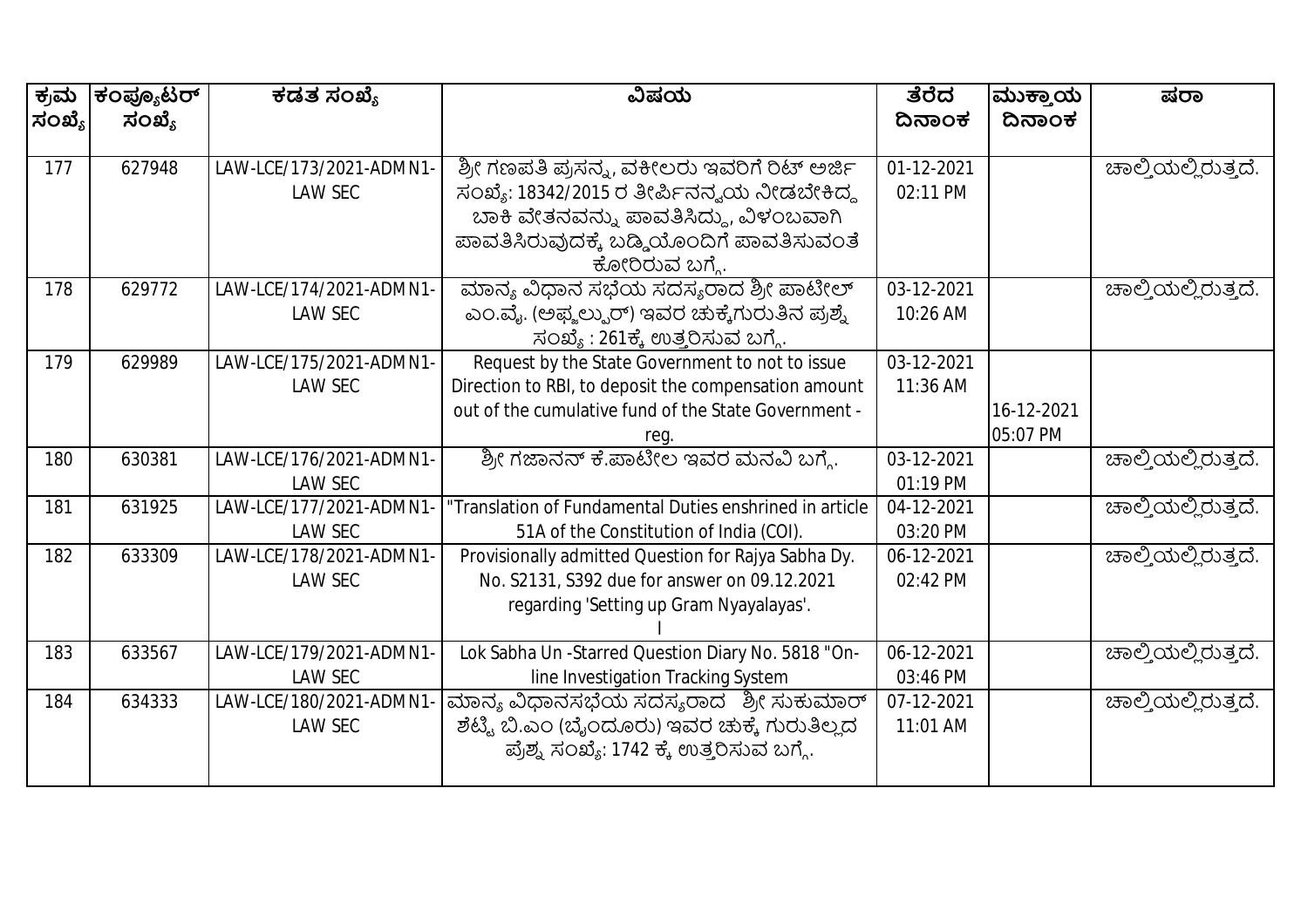| ಕ್ರಮ ಸಂಖ್ಯೆ | ಕಂಪ್ಯೂಟರ್ ಸಂಖ್ಯೆ | ಕಡತ ಸಂಖ್ಯೆ | ವಿಷಯ | ತೆರೆದ ದಿನಾಂಕ | ಮುಕ್ತಾಯ ದಿನಾಂಕ | ಷರಾ |
|---|---|---|---|---|---|---|
| 177 | 627948 | LAW-LCE/173/2021-ADMN1-LAW SEC | ಶ್ರೀ ಗಣಪತಿ ಪ್ರಸನ್ನ, ವಕೀಲರು ಇವರಿಗೆ ರಿಟ್ ಅರ್ಜಿ ಸಂಖ್ಯೆ: 18342/2015 ರ ತೀರ್ಪಿನನ್ವಯ ನೀಡಬೇಕಿದ್ದ ಬಾಕಿ ವೇತನವನ್ನು ಪಾವತಿಸಿದ್ದು, ವಿಳಂಬವಾಗಿ ಪಾವತಿಸಿರುವುದಕ್ಕೆ ಬಡ್ಡಿಯೊಂದಿಗೆ ಪಾವತಿಸುವಂತೆ ಕೋರಿರುವ ಬಗ್ಗೆ. | 01-12-2021 02:11 PM | | ಚಾಲ್ತಿಯಲ್ಲಿರುತ್ತದೆ. |
| 178 | 629772 | LAW-LCE/174/2021-ADMN1-LAW SEC | ಮಾನ್ಯ ವಿಧಾನ ಸಭೆಯ ಸದಸ್ಯರಾದ ಶ್ರೀ ಪಾಟೀಲ್ ಎಂ.ವೈ. (ಅಫ್ಜಲ್ಪುರ್) ಇವರ ಚುಕ್ಕೆಗುರುತಿನ ಪ್ರಶ್ನೆ ಸಂಖ್ಯೆ : 261ಕ್ಕೆ ಉತ್ತರಿಸುವ ಬಗ್ಗೆ. | 03-12-2021 10:26 AM | | ಚಾಲ್ತಿಯಲ್ಲಿರುತ್ತದೆ. |
| 179 | 629989 | LAW-LCE/175/2021-ADMN1-LAW SEC | Request by the State Government to not to issue Direction to RBI, to deposit the compensation amount out of the cumulative fund of the State Government - reg. | 03-12-2021 11:36 AM | 16-12-2021 05:07 PM | |
| 180 | 630381 | LAW-LCE/176/2021-ADMN1-LAW SEC | ಶ್ರೀ ಗಜಾನನ್ ಕೆ.ಪಾಟೀಲ ಇವರ ಮನವಿ ಬಗ್ಗೆ. | 03-12-2021 01:19 PM | | ಚಾಲ್ತಿಯಲ್ಲಿರುತ್ತದೆ. |
| 181 | 631925 | LAW-LCE/177/2021-ADMN1-LAW SEC | "Translation of Fundamental Duties enshrined in article 51A of the Constitution of India (COI). | 04-12-2021 03:20 PM | | ಚಾಲ್ತಿಯಲ್ಲಿರುತ್ತದೆ. |
| 182 | 633309 | LAW-LCE/178/2021-ADMN1-LAW SEC | Provisionally admitted Question for Rajya Sabha Dy. No. S2131, S392 due for answer on 09.12.2021 regarding 'Setting up Gram Nyayalayas'. I | 06-12-2021 02:42 PM | | ಚಾಲ್ತಿಯಲ್ಲಿರುತ್ತದೆ. |
| 183 | 633567 | LAW-LCE/179/2021-ADMN1-LAW SEC | Lok Sabha Un -Starred Question Diary No. 5818 "On-line Investigation Tracking System | 06-12-2021 03:46 PM | | ಚಾಲ್ತಿಯಲ್ಲಿರುತ್ತದೆ. |
| 184 | 634333 | LAW-LCE/180/2021-ADMN1-LAW SEC | ಮಾನ್ಯ ವಿಧಾನಸಭೆಯ ಸದಸ್ಯರಾದ ಶ್ರೀ ಸುಕುಮಾರ್ ಶೆಟ್ಟಿ ಬಿ.ಎಂ (ಬೈಂದೂರು) ಇವರ ಚುಕ್ಕೆ ಗುರುತಿಲ್ಲದ ಪ್ರಶ್ನೆ ಸಂಖ್ಯೆ: 1742 ಕ್ಕೆ ಉತ್ತರಿಸುವ ಬಗ್ಗೆ. | 07-12-2021 11:01 AM | | ಚಾಲ್ತಿಯಲ್ಲಿರುತ್ತದೆ. |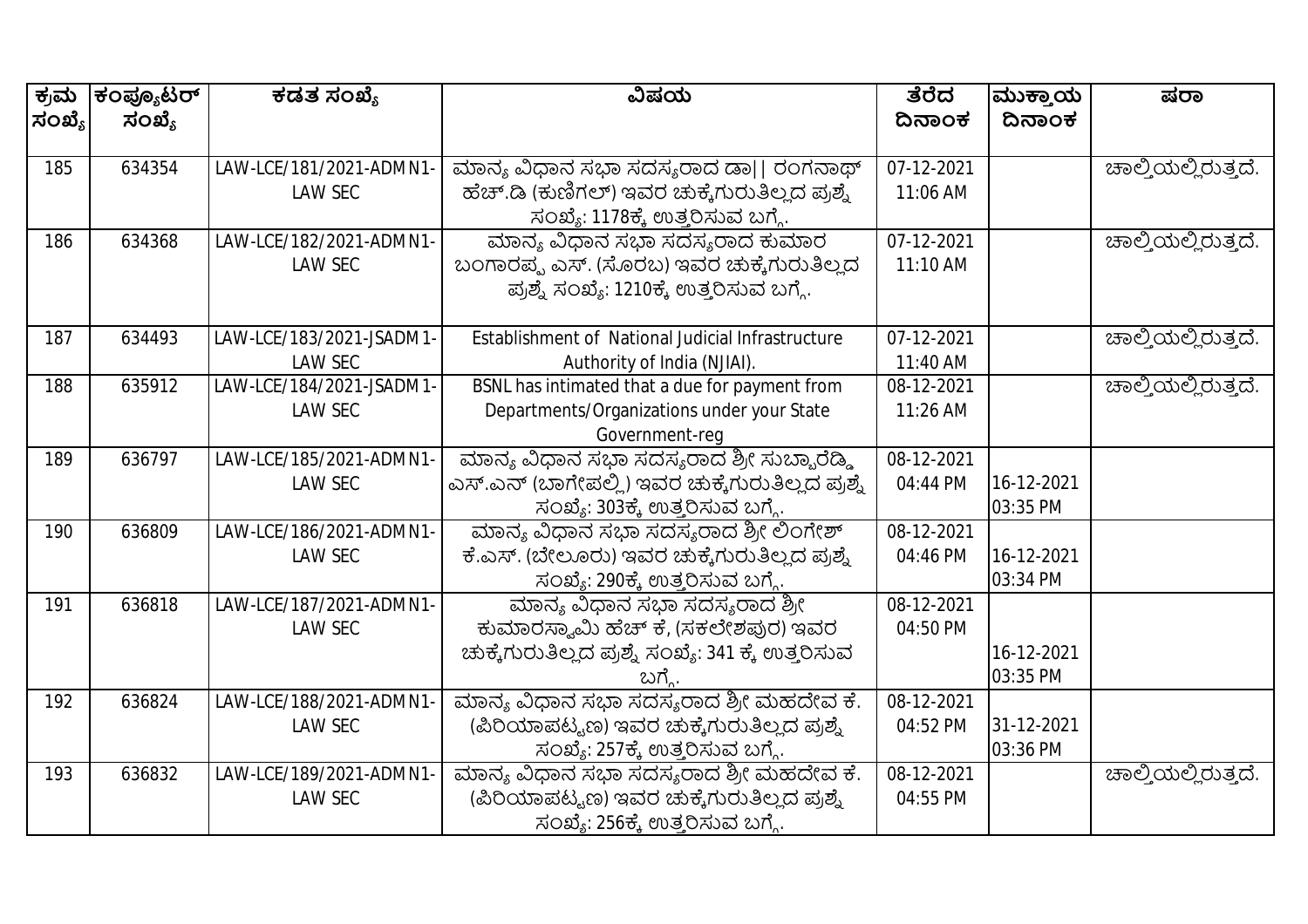| ಕ್ರಮ ಸಂಖ್ಯೆ | ಕಂಪ್ಯೂಟರ್ ಸಂಖ್ಯೆ | ಕಡತ ಸಂಖ್ಯೆ | ವಿಷಯ | ತೆರೆದ ದಿನಾಂಕ | ಮುಕ್ತಾಯ ದಿನಾಂಕ | ಷರಾ |
|---|---|---|---|---|---|---|
| 185 | 634354 | LAW-LCE/181/2021-ADMN1-LAW SEC | ಮಾನ್ಯ ವಿಧಾನ ಸಭಾ ಸದಸ್ಯರಾದ ಡಾ|| ರಂಗನಾಥ್ ಹೆಚ್.ಡಿ (ಕುಣಿಗಲ್) ಇವರ ಚುಕ್ಕೆಗುರುತಿಲ್ಲದ ಪ್ರಶ್ನೆ ಸಂಖ್ಯೆ: 1178ಕ್ಕೆ ಉತ್ತರಿಸುವ ಬಗ್ಗೆ. | 07-12-2021 11:06 AM | | ಚಾಲ್ತಿಯಲ್ಲಿರುತ್ತದೆ. |
| 186 | 634368 | LAW-LCE/182/2021-ADMN1-LAW SEC | ಮಾನ್ಯ ವಿಧಾನ ಸಭಾ ಸದಸ್ಯರಾದ ಕುಮಾರ ಬಂಗಾರಪ್ಪ ಎಸ್. (ಸೊರಬ) ಇವರ ಚುಕ್ಕೆಗುರುತಿಲ್ಲದ ಪ್ರಶ್ನೆ ಸಂಖ್ಯೆ: 1210ಕ್ಕೆ ಉತ್ತರಿಸುವ ಬಗ್ಗೆ. | 07-12-2021 11:10 AM | | ಚಾಲ್ತಿಯಲ್ಲಿರುತ್ತದೆ. |
| 187 | 634493 | LAW-LCE/183/2021-JSADM1-LAW SEC | Establishment of National Judicial Infrastructure Authority of India (NJIAI). | 07-12-2021 11:40 AM | | ಚಾಲ್ತಿಯಲ್ಲಿರುತ್ತದೆ. |
| 188 | 635912 | LAW-LCE/184/2021-JSADM1-LAW SEC | BSNL has intimated that a due for payment from Departments/Organizations under your State Government-reg | 08-12-2021 11:26 AM | | ಚಾಲ್ತಿಯಲ್ಲಿರುತ್ತದೆ. |
| 189 | 636797 | LAW-LCE/185/2021-ADMN1-LAW SEC | ಮಾನ್ಯ ವಿಧಾನ ಸಭಾ ಸದಸ್ಯರಾದ ಶ್ರೀ ಸುಬ್ಬಾರೆಡ್ಡಿ ಎಸ್.ಎನ್ (ಬಾಗೇಪಲ್ಲಿ) ಇವರ ಚುಕ್ಕೆಗುರುತಿಲ್ಲದ ಪ್ರಶ್ನೆ ಸಂಖ್ಯೆ: 303ಕ್ಕೆ ಉತ್ತರಿಸುವ ಬಗ್ಗೆ. | 08-12-2021 04:44 PM | 16-12-2021 03:35 PM | |
| 190 | 636809 | LAW-LCE/186/2021-ADMN1-LAW SEC | ಮಾನ್ಯ ವಿಧಾನ ಸಭಾ ಸದಸ್ಯರಾದ ಶ್ರೀ ಲಿಂಗೇಶ್ ಕೆ.ಎಸ್. (ಬೇಲೂರು) ಇವರ ಚುಕ್ಕೆಗುರುತಿಲ್ಲದ ಪ್ರಶ್ನೆ ಸಂಖ್ಯೆ: 290ಕ್ಕೆ ಉತ್ತರಿಸುವ ಬಗ್ಗೆ. | 08-12-2021 04:46 PM | 16-12-2021 03:34 PM | |
| 191 | 636818 | LAW-LCE/187/2021-ADMN1-LAW SEC | ಮಾನ್ಯ ವಿಧಾನ ಸಭಾ ಸದಸ್ಯರಾದ ಶ್ರೀ ಕುಮಾರಸ್ವಾಮಿ ಹೆಚ್ ಕೆ, (ಸಕಲೇಶಪುರ) ಇವರ ಚುಕ್ಕೆಗುರುತಿಲ್ಲದ ಪ್ರಶ್ನೆ ಸಂಖ್ಯೆ: 341 ಕ್ಕೆ ಉತ್ತರಿಸುವ ಬಗ್ಗೆ. | 08-12-2021 04:50 PM | 16-12-2021 03:35 PM | |
| 192 | 636824 | LAW-LCE/188/2021-ADMN1-LAW SEC | ಮಾನ್ಯ ವಿಧಾನ ಸಭಾ ಸದಸ್ಯರಾದ ಶ್ರೀ ಮಹದೇವ ಕೆ. (ಪಿರಿಯಾಪಟ್ಟಣ) ಇವರ ಚುಕ್ಕೆಗುರುತಿಲ್ಲದ ಪ್ರಶ್ನೆ ಸಂಖ್ಯೆ: 257ಕ್ಕೆ ಉತ್ತರಿಸುವ ಬಗ್ಗೆ. | 08-12-2021 04:52 PM | 31-12-2021 03:36 PM | |
| 193 | 636832 | LAW-LCE/189/2021-ADMN1-LAW SEC | ಮಾನ್ಯ ವಿಧಾನ ಸಭಾ ಸದಸ್ಯರಾದ ಶ್ರೀ ಮಹದೇವ ಕೆ. (ಪಿರಿಯಾಪಟ್ಟಣ) ಇವರ ಚುಕ್ಕೆಗುರುತಿಲ್ಲದ ಪ್ರಶ್ನೆ ಸಂಖ್ಯೆ: 256ಕ್ಕೆ ಉತ್ತರಿಸುವ ಬಗ್ಗೆ. | 08-12-2021 04:55 PM | | ಚಾಲ್ತಿಯಲ್ಲಿರುತ್ತದೆ. |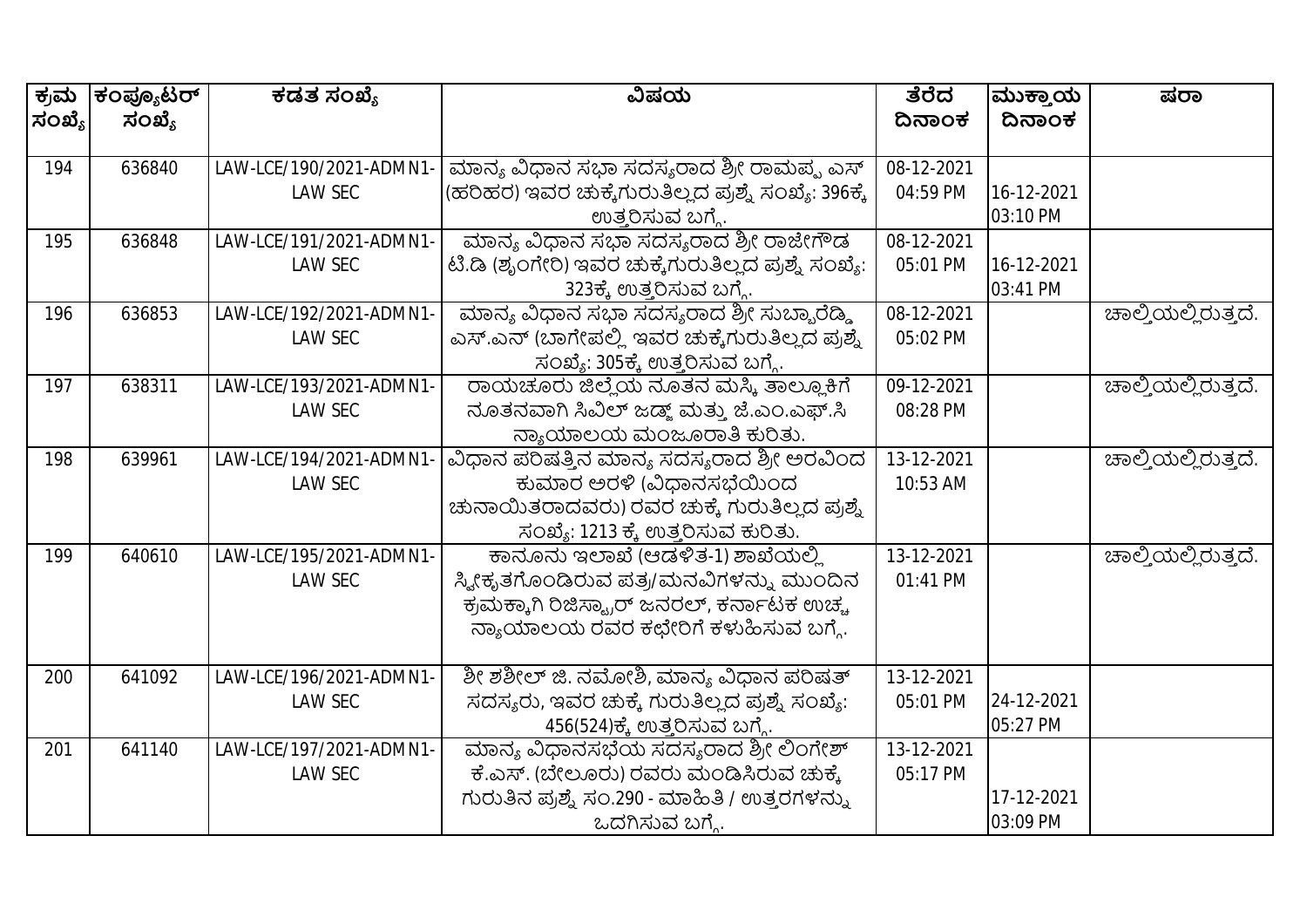| ಕ್ರಮ ಸಂಖ್ಯೆ | ಕಂಪ್ಯೂಟರ್ ಸಂಖ್ಯೆ | ಕಡತ ಸಂಖ್ಯೆ | ವಿಷಯ | ತೆರೆದ ದಿನಾಂಕ | ಮುಕ್ತಾಯ ದಿನಾಂಕ | ಷರಾ |
|---|---|---|---|---|---|---|
| 194 | 636840 | LAW-LCE/190/2021-ADMN1-LAW SEC | ಮಾನ್ಯ ವಿಧಾನ ಸಭಾ ಸದಸ್ಯರಾದ ಶ್ರೀ ರಾಮಪ್ಪ ಎಸ್ (ಹರಿಹರ) ಇವರ ಚುಕ್ಕೆಗುರುತಿಲ್ಲದ ಪ್ರಶ್ನೆ ಸಂಖ್ಯೆ: 396ಕ್ಕೆ ಉತ್ತರಿಸುವ ಬಗ್ಗೆ. | 08-12-2021 04:59 PM | 16-12-2021 03:10 PM | |
| 195 | 636848 | LAW-LCE/191/2021-ADMN1-LAW SEC | ಮಾನ್ಯ ವಿಧಾನ ಸಭಾ ಸದಸ್ಯರಾದ ಶ್ರೀ ರಾಜೇಗೌಡ ಟಿ.ಡಿ (ಶೃಂಗೇರಿ) ಇವರ ಚುಕ್ಕೆಗುರುತಿಲ್ಲದ ಪ್ರಶ್ನೆ ಸಂಖ್ಯೆ: 323ಕ್ಕೆ ಉತ್ತರಿಸುವ ಬಗ್ಗೆ. | 08-12-2021 05:01 PM | 16-12-2021 03:41 PM | |
| 196 | 636853 | LAW-LCE/192/2021-ADMN1-LAW SEC | ಮಾನ್ಯ ವಿಧಾನ ಸಭಾ ಸದಸ್ಯರಾದ ಶ್ರೀ ಸುಬ್ಬಾರೆಡ್ಡಿ ಎಸ್.ಎನ್ (ಬಾಗೇಪಲ್ಲಿ ಇವರ ಚುಕ್ಕೆಗುರುತಿಲ್ಲದ ಪ್ರಶ್ನೆ ಸಂಖ್ಯೆ: 305ಕ್ಕೆ ಉತ್ತರಿಸುವ ಬಗ್ಗೆ. | 08-12-2021 05:02 PM | | ಚಾಲ್ತಿಯಲ್ಲಿರುತ್ತದೆ. |
| 197 | 638311 | LAW-LCE/193/2021-ADMN1-LAW SEC | ರಾಯಚೂರು ಜಿಲ್ಲೆಯ ನೂತನ ಮಸ್ಕಿ ತಾಲ್ಲೂಕಿಗೆ ನೂತನವಾಗಿ ಸಿವಿಲ್ ಜಡ್ಜ್ ಮತ್ತು ಜೆ.ಎಂ.ಎಫ್.ಸಿ ನ್ಯಾಯಾಲಯ ಮಂಜೂರಾತಿ ಕುರಿತು. | 09-12-2021 08:28 PM | | ಚಾಲ್ತಿಯಲ್ಲಿರುತ್ತದೆ. |
| 198 | 639961 | LAW-LCE/194/2021-ADMN1-LAW SEC | ವಿಧಾನ ಪರಿಷತ್ತಿನ ಮಾನ್ಯ ಸದಸ್ಯರಾದ ಶ್ರೀ ಅರವಿಂದ ಕುಮಾರ ಅರಳಿ (ವಿಧಾನಸಭೆಯಿಂದ ಚುನಾಯಿತರಾದವರು) ರವರ ಚುಕ್ಕೆ ಗುರುತಿಲ್ಲದ ಪ್ರಶ್ನೆ ಸಂಖ್ಯೆ: 1213 ಕ್ಕೆ ಉತ್ತರಿಸುವ ಕುರಿತು. | 13-12-2021 10:53 AM | | ಚಾಲ್ತಿಯಲ್ಲಿರುತ್ತದೆ. |
| 199 | 640610 | LAW-LCE/195/2021-ADMN1-LAW SEC | ಕಾನೂನು ಇಲಾಖೆ (ಆಡಳಿತ-1) ಶಾಖೆಯಲ್ಲಿ ಸ್ವೀಕೃತಗೊಂಡಿರುವ ಪತ್ರ/ಮನವಿಗಳನ್ನು ಮುಂದಿನ ಕ್ರಮಕ್ಕಾಗಿ ರಿಜಿಸ್ಟ್ರಾರ್ ಜನರಲ್, ಕರ್ನಾಟಕ ಉಚ್ಚ ನ್ಯಾಯಾಲಯ ರವರ ಕಛೇರಿಗೆ ಕಳುಹಿಸುವ ಬಗ್ಗೆ. | 13-12-2021 01:41 PM | | ಚಾಲ್ತಿಯಲ್ಲಿರುತ್ತದೆ. |
| 200 | 641092 | LAW-LCE/196/2021-ADMN1-LAW SEC | ಶ್ರೀ ಶಶೀಲ್ ಜಿ. ನಮೋಶಿ, ಮಾನ್ಯ ವಿಧಾನ ಪರಿಷತ್ ಸದಸ್ಯರು, ಇವರ ಚುಕ್ಕೆ ಗುರುತಿಲ್ಲದ ಪ್ರಶ್ನೆ ಸಂಖ್ಯೆ: 456(524)ಕ್ಕೆ ಉತ್ತರಿಸುವ ಬಗ್ಗೆ. | 13-12-2021 05:01 PM | 24-12-2021 05:27 PM | |
| 201 | 641140 | LAW-LCE/197/2021-ADMN1-LAW SEC | ಮಾನ್ಯ ವಿಧಾನಸಭೆಯ ಸದಸ್ಯರಾದ ಶ್ರೀ ಲಿಂಗೇಶ್ ಕೆ.ಎಸ್. (ಬೇಲೂರು) ರವರು ಮಂಡಿಸಿರುವ ಚುಕ್ಕೆ ಗುರುತಿನ ಪ್ರಶ್ನೆ ಸಂ.290 - ಮಾಹಿತಿ / ಉತ್ತರಗಳನ್ನು ಒದಗಿಸುವ ಬಗ್ಗೆ. | 13-12-2021 05:17 PM | 17-12-2021 03:09 PM | |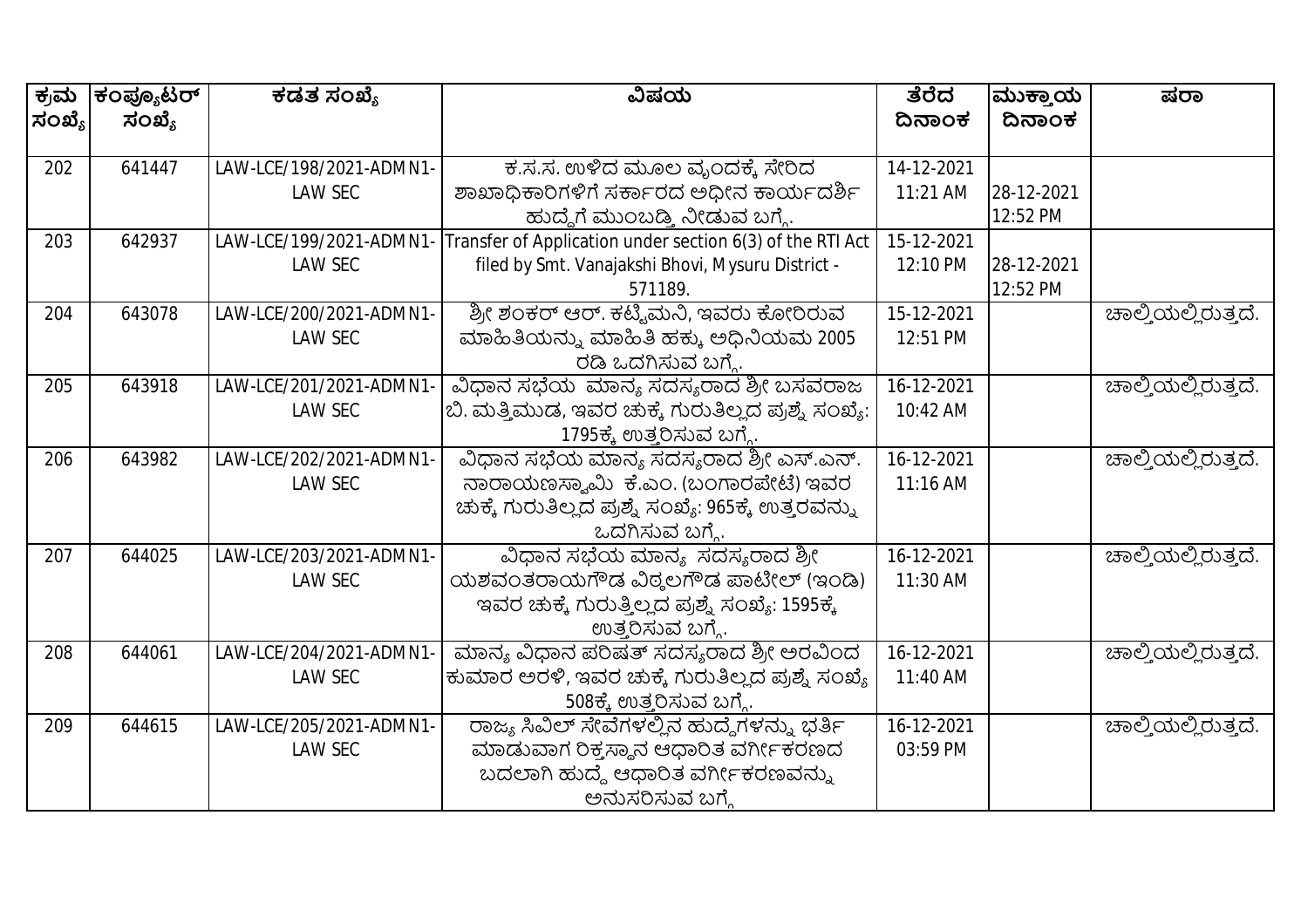| ಕ್ರಮ ಸಂಖ್ಯೆ | ಕಂಪ್ಯೂಟರ್ ಸಂಖ್ಯೆ | ಕಡತ ಸಂಖ್ಯೆ | ವಿಷಯ | ತೆರೆದ ದಿನಾಂಕ | ಮುಕ್ತಾಯ ದಿನಾಂಕ | ಷರಾ |
|---|---|---|---|---|---|---|
| 202 | 641447 | LAW-LCE/198/2021-ADMN1-LAW SEC | ಕ.ಸ.ಸ. ಉಳಿದ ಮೂಲ ವೃಂದಕ್ಕೆ ಸೇರಿದ ಶಾಖಾಧಿಕಾರಿಗಳಿಗೆ ಸರ್ಕಾರದ ಅಧೀನ ಕಾರ್ಯದರ್ಶಿ ಹುದ್ದೆಗೆ ಮುಂಬಡ್ತಿ ನೀಡುವ ಬಗ್ಗೆ. | 14-12-2021 11:21 AM | 28-12-2021 12:52 PM | |
| 203 | 642937 | LAW-LCE/199/2021-ADMN1-LAW SEC | Transfer of Application under section 6(3) of the RTI Act filed by Smt. Vanajakshi Bhovi, Mysuru District - 571189. | 15-12-2021 12:10 PM | 28-12-2021 12:52 PM | |
| 204 | 643078 | LAW-LCE/200/2021-ADMN1-LAW SEC | ಶ್ರೀ ಶಂಕರ್ ಆರ್. ಕಟ್ಟಿಮನಿ, ಇವರು ಕೋರಿರುವ ಮಾಹಿತಿಯನ್ನು ಮಾಹಿತಿ ಹಕ್ಕು ಅಧಿನಿಯಮ 2005 ರಡಿ ಒದಗಿಸುವ ಬಗ್ಗೆ. | 15-12-2021 12:51 PM | | ಚಾಲ್ತಿಯಲ್ಲಿರುತ್ತದೆ. |
| 205 | 643918 | LAW-LCE/201/2021-ADMN1-LAW SEC | ವಿಧಾನ ಸಭೆಯ ಮಾನ್ಯ ಸದಸ್ಯರಾದ ಶ್ರೀ ಬಸವರಾಜ ಬಿ. ಮತ್ತಿಮುಡ, ಇವರ ಚುಕ್ಕೆ ಗುರುತಿಲ್ಲದ ಪ್ರಶ್ನೆ ಸಂಖ್ಯೆ: 1795ಕ್ಕೆ ಉತ್ತರಿಸುವ ಬಗ್ಗೆ. | 16-12-2021 10:42 AM | | ಚಾಲ್ತಿಯಲ್ಲಿರುತ್ತದೆ. |
| 206 | 643982 | LAW-LCE/202/2021-ADMN1-LAW SEC | ವಿಧಾನ ಸಭೆಯ ಮಾನ್ಯ ಸದಸ್ಯರಾದ ಶ್ರೀ ಎಸ್.ಎನ್. ನಾರಾಯಣಸ್ವಾಮಿ ಕೆ.ಎಂ. (ಬಂಗಾರಪೇಟೆ) ಇವರ ಚುಕ್ಕೆ ಗುರುತಿಲ್ಲದ ಪ್ರಶ್ನೆ ಸಂಖ್ಯೆ: 965ಕ್ಕೆ ಉತ್ತರವನ್ನು ಒದಗಿಸುವ ಬಗ್ಗೆ. | 16-12-2021 11:16 AM | | ಚಾಲ್ತಿಯಲ್ಲಿರುತ್ತದೆ. |
| 207 | 644025 | LAW-LCE/203/2021-ADMN1-LAW SEC | ವಿಧಾನ ಸಭೆಯ ಮಾನ್ಯ ಸದಸ್ಯರಾದ ಶ್ರೀ ಯಶವಂತರಾಯಗೌಡ ವಿಠ್ಠಲಗೌಡ ಪಾಟೀಲ್ (ಇಂಡಿ) ಇವರ ಚುಕ್ಕೆ ಗುರುತ್ತಿಲ್ಲದ ಪ್ರಶ್ನೆ ಸಂಖ್ಯೆ: 1595ಕ್ಕೆ ಉತ್ತರಿಸುವ ಬಗ್ಗೆ. | 16-12-2021 11:30 AM | | ಚಾಲ್ತಿಯಲ್ಲಿರುತ್ತದೆ. |
| 208 | 644061 | LAW-LCE/204/2021-ADMN1-LAW SEC | ಮಾನ್ಯ ವಿಧಾನ ಪರಿಷತ್ ಸದಸ್ಯರಾದ ಶ್ರೀ ಅರವಿಂದ ಕುಮಾರ ಅರಳಿ, ಇವರ ಚುಕ್ಕೆ ಗುರುತಿಲ್ಲದ ಪ್ರಶ್ನೆ ಸಂಖ್ಯೆ 508ಕ್ಕೆ ಉತ್ತರಿಸುವ ಬಗ್ಗೆ. | 16-12-2021 11:40 AM | | ಚಾಲ್ತಿಯಲ್ಲಿರುತ್ತದೆ. |
| 209 | 644615 | LAW-LCE/205/2021-ADMN1-LAW SEC | ರಾಜ್ಯ ಸಿವಿಲ್ ಸೇವೆಗಳಲ್ಲಿನ ಹುದ್ದೆಗಳನ್ನು ಭರ್ತಿ ಮಾಡುವಾಗ ರಿಕ್ತಸ್ಥಾನ ಆಧಾರಿತ ವರ್ಗೀಕರಣದ ಬದಲಾಗಿ ಹುದ್ದೆ ಆಧಾರಿತ ವರ್ಗೀಕರಣವನ್ನು ಅನುಸರಿಸುವ ಬಗ್ಗೆ | 16-12-2021 03:59 PM | | ಚಾಲ್ತಿಯಲ್ಲಿರುತ್ತದೆ. |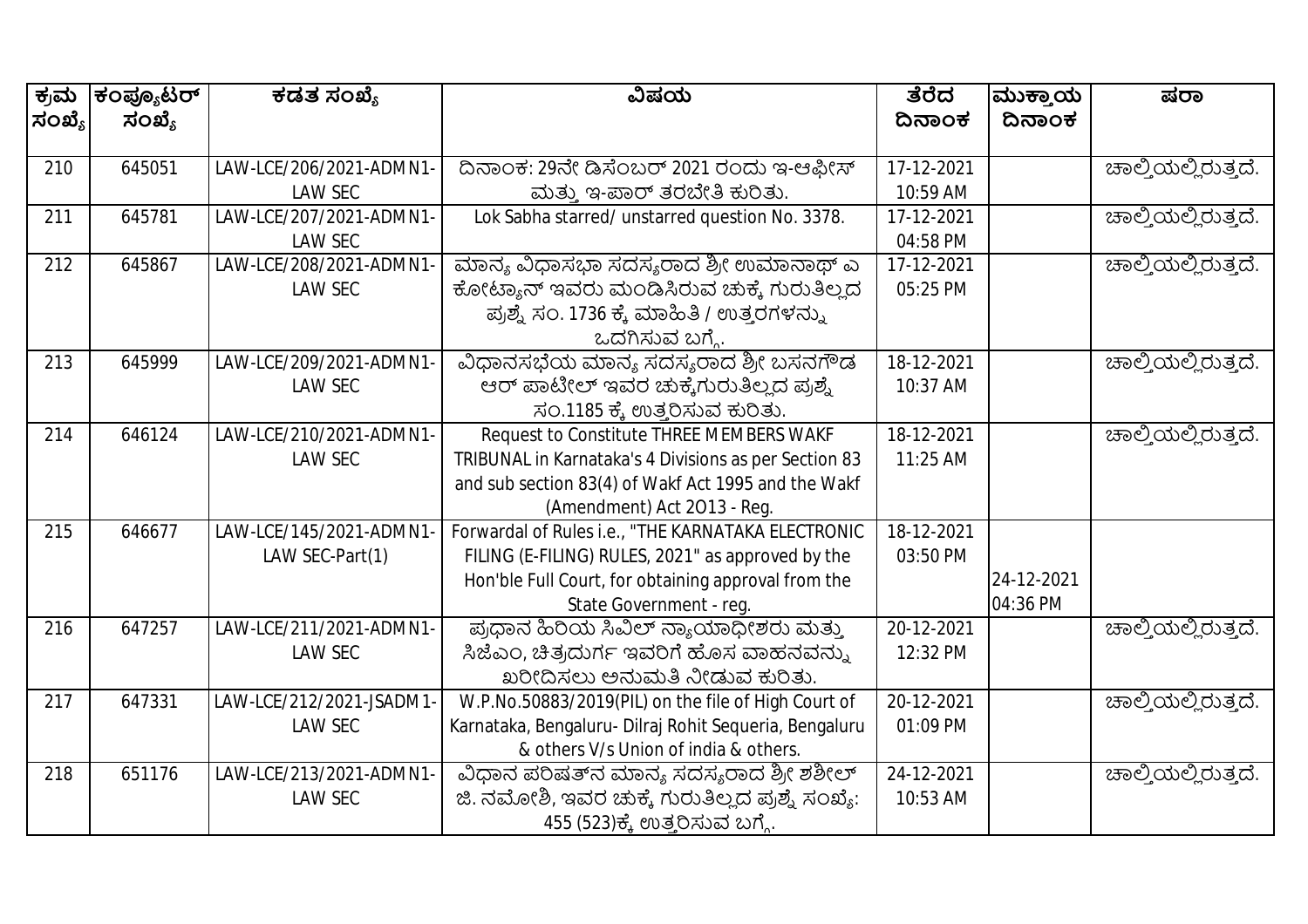| ಕ್ರಮ ಸಂಖ್ಯೆ | ಕಂಪ್ಯೂಟರ್ ಸಂಖ್ಯೆ | ಕಡತ ಸಂಖ್ಯೆ | ವಿಷಯ | ತೆರೆದ ದಿನಾಂಕ | ಮುಕ್ತಾಯ ದಿನಾಂಕ | ಷರಾ |
|---|---|---|---|---|---|---|
| 210 | 645051 | LAW-LCE/206/2021-ADMN1-LAW SEC | ದಿನಾಂಕ: 29ನೇ ಡಿಸೆಂಬರ್ 2021 ರಂದು ಇ-ಆಫೀಸ್ ಮತ್ತು ಇ-ಪಾರ್ ತರಬೇತಿ ಕುರಿತು. | 17-12-2021 10:59 AM | | ಚಾಲ್ತಿಯಲ್ಲಿರುತ್ತದೆ. |
| 211 | 645781 | LAW-LCE/207/2021-ADMN1-LAW SEC | Lok Sabha starred/ unstarred question No. 3378. | 17-12-2021 04:58 PM | | ಚಾಲ್ತಿಯಲ್ಲಿರುತ್ತದೆ. |
| 212 | 645867 | LAW-LCE/208/2021-ADMN1-LAW SEC | ಮಾನ್ಯ ವಿಧಾಸಭಾ ಸದಸ್ಯರಾದ ಶ್ರೀ ಉಮಾನಾಥ್ ಎ ಕೋಟ್ಯಾನ್ ಇವರು ಮಂಡಿಸಿರುವ ಚುಕ್ಕೆ ಗುರುತಿಲ್ಲದ ಪ್ರಶ್ನೆ ಸಂ. 1736 ಕ್ಕೆ ಮಾಹಿತಿ / ಉತ್ತರಗಳನ್ನು ಒದಗಿಸುವ ಬಗ್ಗೆ. | 17-12-2021 05:25 PM | | ಚಾಲ್ತಿಯಲ್ಲಿರುತ್ತದೆ. |
| 213 | 645999 | LAW-LCE/209/2021-ADMN1-LAW SEC | ವಿಧಾನಸಭೆಯ ಮಾನ್ಯ ಸದಸ್ಯರಾದ ಶ್ರೀ ಬಸನಗೌಡ ಆರ್ ಪಾಟೀಲ್ ಇವರ ಚುಕ್ಕೆಗುರುತಿಲ್ಲದ ಪ್ರಶ್ನೆ ಸಂ.1185 ಕ್ಕೆ ಉತ್ತರಿಸುವ ಕುರಿತು. | 18-12-2021 10:37 AM | | ಚಾಲ್ತಿಯಲ್ಲಿರುತ್ತದೆ. |
| 214 | 646124 | LAW-LCE/210/2021-ADMN1-LAW SEC | Request to Constitute THREE MEMBERS WAKF TRIBUNAL in Karnataka's 4 Divisions as per Section 83 and sub section 83(4) of Wakf Act 1995 and the Wakf (Amendment) Act 2O13 - Reg. | 18-12-2021 11:25 AM | | ಚಾಲ್ತಿಯಲ್ಲಿರುತ್ತದೆ. |
| 215 | 646677 | LAW-LCE/145/2021-ADMN1-LAW SEC-Part(1) | Forwardal of Rules i.e., "THE KARNATAKA ELECTRONIC FILING (E-FILING) RULES, 2021" as approved by the Hon'ble Full Court, for obtaining approval from the State Government - reg. | 18-12-2021 03:50 PM | 24-12-2021 04:36 PM | |
| 216 | 647257 | LAW-LCE/211/2021-ADMN1-LAW SEC | ಪ್ರಧಾನ ಹಿರಿಯ ಸಿವಿಲ್ ನ್ಯಾಯಾಧೀಶರು ಮತ್ತು ಸಿಜೆಎಂ, ಚಿತ್ರದುರ್ಗ ಇವರಿಗೆ ಹೊಸ ವಾಹನವನ್ನು ಖರೀದಿಸಲು ಅನುಮತಿ ನೀಡುವ ಕುರಿತು. | 20-12-2021 12:32 PM | | ಚಾಲ್ತಿಯಲ್ಲಿರುತ್ತದೆ. |
| 217 | 647331 | LAW-LCE/212/2021-JSADM1-LAW SEC | W.P.No.50883/2019(PIL) on the file of High Court of Karnataka, Bengaluru- Dilraj Rohit Sequeria, Bengaluru & others V/s Union of india & others. | 20-12-2021 01:09 PM | | ಚಾಲ್ತಿಯಲ್ಲಿರುತ್ತದೆ. |
| 218 | 651176 | LAW-LCE/213/2021-ADMN1-LAW SEC | ವಿಧಾನ ಪರಿಷತ್‌ನ ಮಾನ್ಯ ಸದಸ್ಯರಾದ ಶ್ರೀ ಶಶೀಲ್ ಜಿ. ನಮೋಶಿ, ಇವರ ಚುಕ್ಕೆ ಗುರುತಿಲ್ಲದ ಪ್ರಶ್ನೆ ಸಂಖ್ಯೆ: 455 (523)ಕ್ಕೆ ಉತ್ತರಿಸುವ ಬಗ್ಗೆ. | 24-12-2021 10:53 AM | | ಚಾಲ್ತಿಯಲ್ಲಿರುತ್ತದೆ. |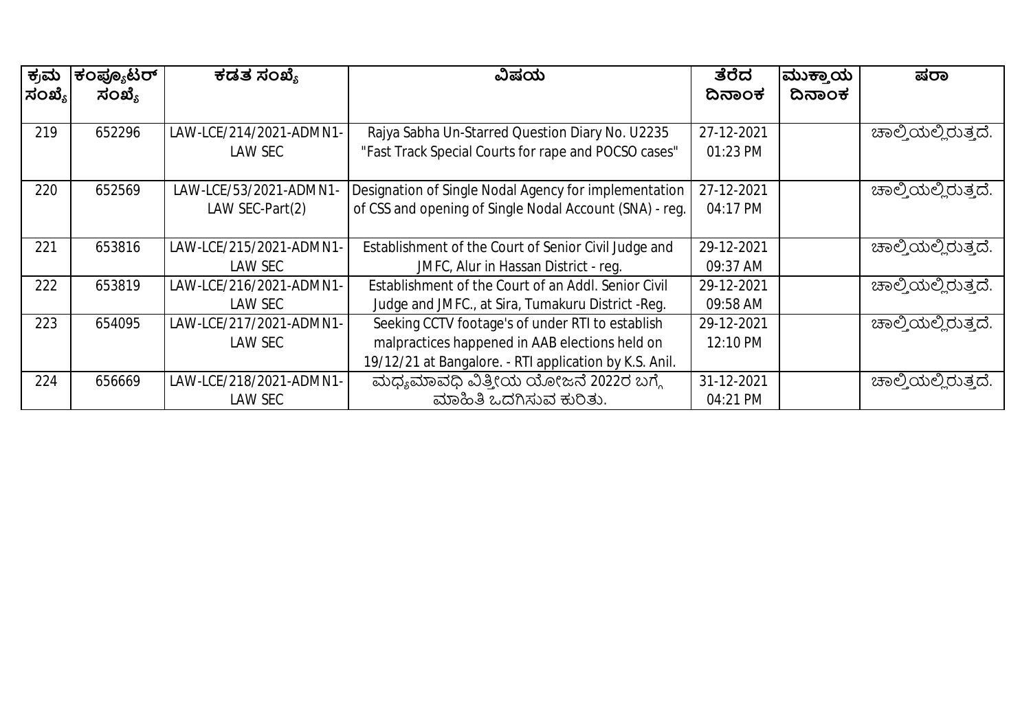| ಕ್ರಮ ಸಂಖ್ಯೆ | ಕಂಪ್ಯೂಟರ್ ಸಂಖ್ಯೆ | ಕಡತ ಸಂಖ್ಯೆ | ವಿಷಯ | ತೆರೆದ ದಿನಾಂಕ | ಮುಕ್ತಾಯ ದಿನಾಂಕ | ಷರಾ |
|---|---|---|---|---|---|---|
| 219 | 652296 | LAW-LCE/214/2021-ADMN1-LAW SEC | Rajya Sabha Un-Starred Question Diary No. U2235 "Fast Track Special Courts for rape and POCSO cases" | 27-12-2021 01:23 PM | | ಚಾಲ್ತಿಯಲ್ಲಿರುತ್ತದೆ. |
| 220 | 652569 | LAW-LCE/53/2021-ADMN1-LAW SEC-Part(2) | Designation of Single Nodal Agency for implementation of CSS and opening of Single Nodal Account (SNA) - reg. | 27-12-2021 04:17 PM | | ಚಾಲ್ತಿಯಲ್ಲಿರುತ್ತದೆ. |
| 221 | 653816 | LAW-LCE/215/2021-ADMN1-LAW SEC | Establishment of the Court of Senior Civil Judge and JMFC, Alur in Hassan District - reg. | 29-12-2021 09:37 AM | | ಚಾಲ್ತಿಯಲ್ಲಿರುತ್ತದೆ. |
| 222 | 653819 | LAW-LCE/216/2021-ADMN1-LAW SEC | Establishment of the Court of an Addl. Senior Civil Judge and JMFC., at Sira, Tumakuru District -Reg. | 29-12-2021 09:58 AM | | ಚಾಲ್ತಿಯಲ್ಲಿರುತ್ತದೆ. |
| 223 | 654095 | LAW-LCE/217/2021-ADMN1-LAW SEC | Seeking CCTV footage's of under RTI to establish malpractices happened in AAB elections held on 19/12/21 at Bangalore. - RTI application by K.S. Anil. | 29-12-2021 12:10 PM | | ಚಾಲ್ತಿಯಲ್ಲಿರುತ್ತದೆ. |
| 224 | 656669 | LAW-LCE/218/2021-ADMN1-LAW SEC | ಮಧ್ಯಮಾವಧಿ ವಿತ್ತೀಯ ಯೋಜನೆ 2022ರ ಬಗ್ಗೆ ಮಾಹಿತಿ ಒದಗಿಸುವ ಕುರಿತು. | 31-12-2021 04:21 PM | | ಚಾಲ್ತಿಯಲ್ಲಿರುತ್ತದೆ. |